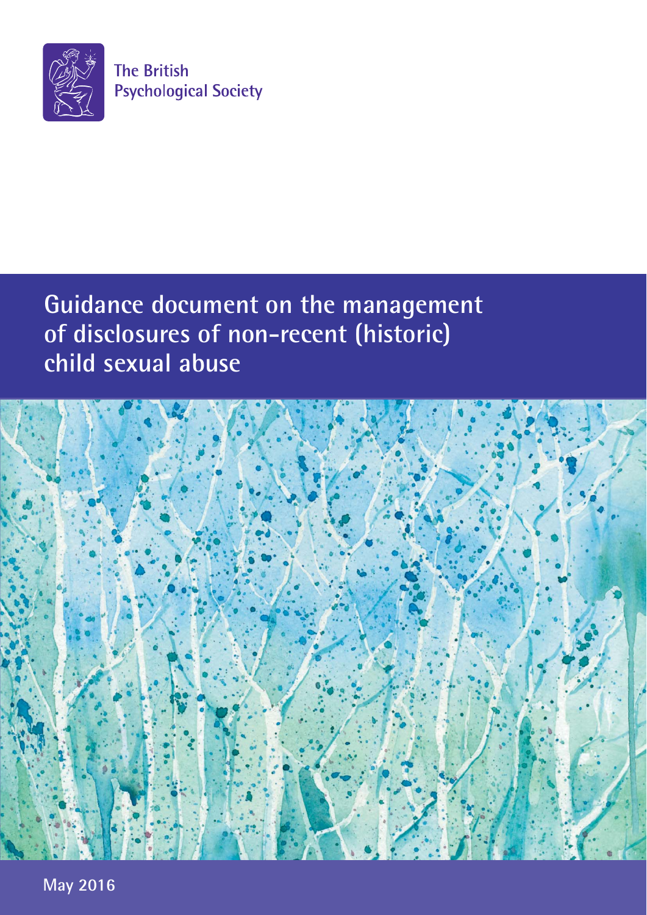The British Psychological Society

# Guidance document on the management of disclosures of non-recent (historic) child sexual abuse

May 2016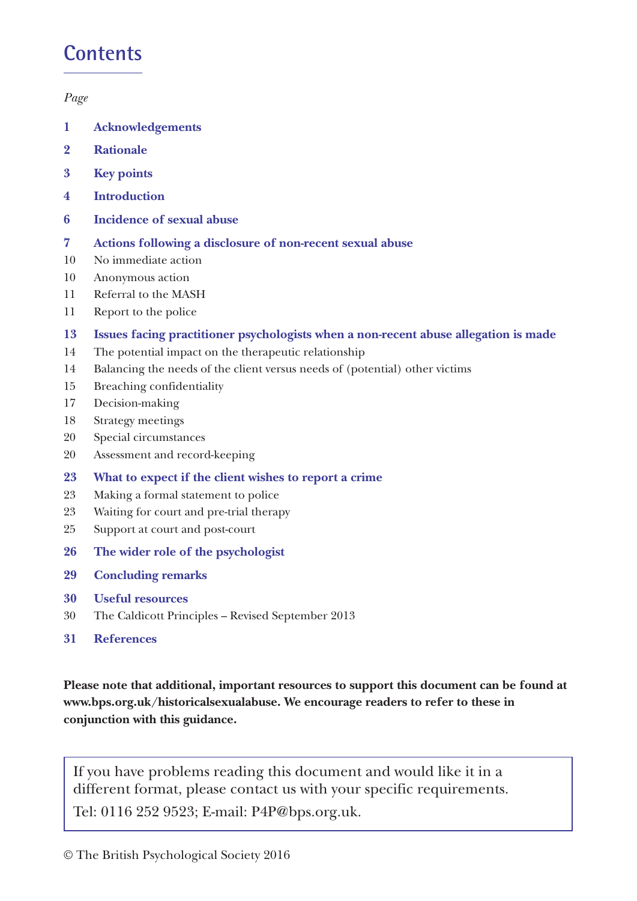# Contents

*Page*

**1 Acknowledgements**

**2 Rationale**

**3 Key points**

**4 Introduction**

**6 Incidence of sexual abuse**

**7 Actions following a disclosure of non-recent sexual abuse**

10 No immediate action

10 Anonymous action

11 Referral to the MASH

11 Report to the police

**13 Issues facing practitioner psychologists when a non-recent abuse allegation is made**

14 The potential impact on the therapeutic relationship

14 Balancing the needs of the client versus needs of (potential) other victims

15 Breaching confidentiality

17 Decision-making

18 Strategy meetings

20 Special circumstances

20 Assessment and record-keeping

**23 What to expect if the client wishes to report a crime**

23 Making a formal statement to police

23 Waiting for court and pre-trial therapy

25 Support at court and post-court

**26 The wider role of the psychologist**

**29 Concluding remarks**

**30 Useful resources**

30 The Caldicott Principles – Revised September 2013

**31 References**

**Please note that additional, important resources to support this document can be found at www.bps.org.uk/historicalsexualabuse. We encourage readers to refer to these in conjunction with this guidance.**

If you have problems reading this document and would like it in a different format, please contact us with your specific requirements.

Tel: 0116 252 9523; E-mail: P4P@bps.org.uk.

© The British Psychological Society 2016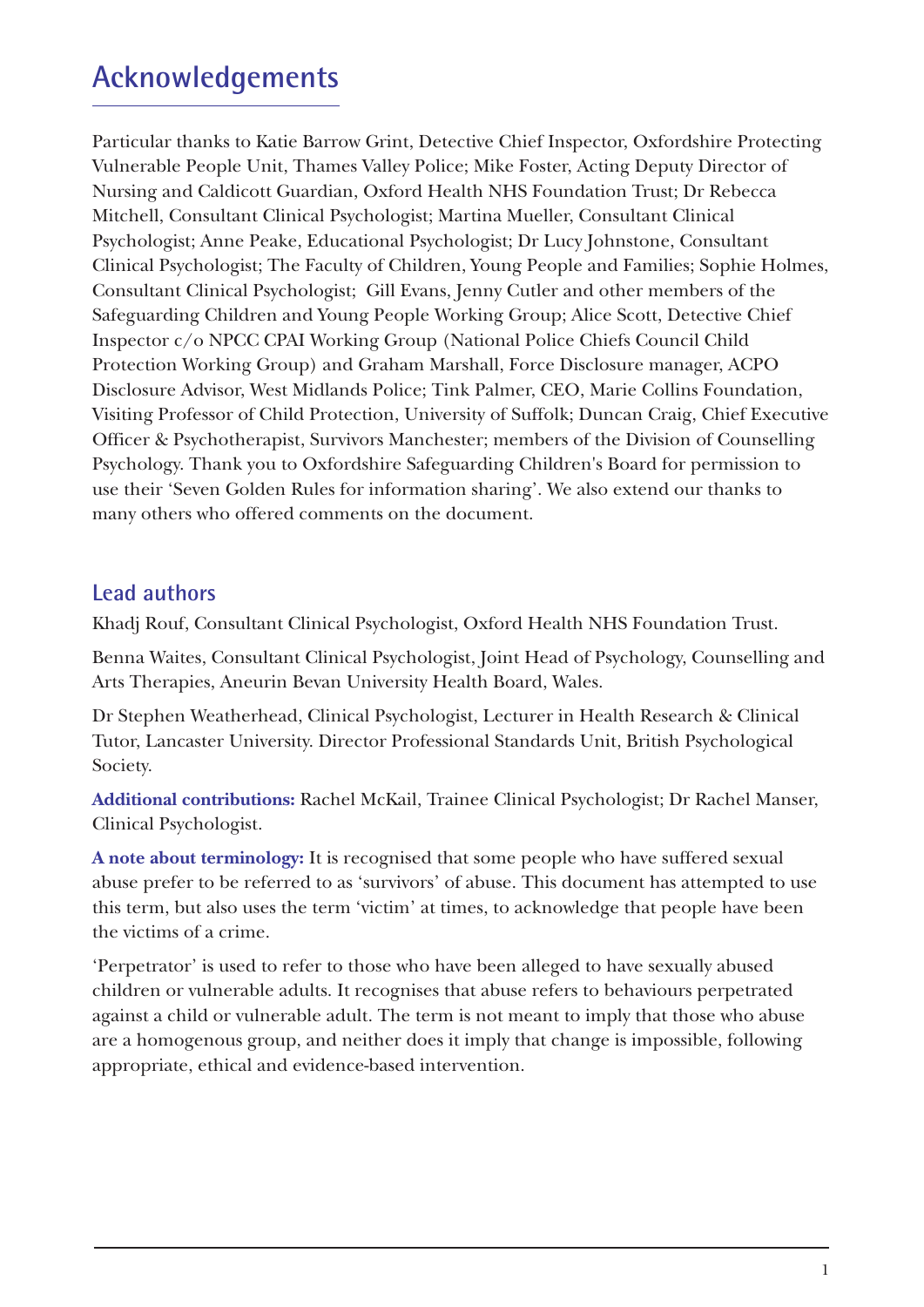## Acknowledgements

Particular thanks to Katie Barrow Grint, Detective Chief Inspector, Oxfordshire Protecting Vulnerable People Unit, Thames Valley Police; Mike Foster, Acting Deputy Director of Nursing and Caldicott Guardian, Oxford Health NHS Foundation Trust; Dr Rebecca Mitchell, Consultant Clinical Psychologist; Martina Mueller, Consultant Clinical Psychologist; Anne Peake, Educational Psychologist; Dr Lucy Johnstone, Consultant Clinical Psychologist; The Faculty of Children, Young People and Families; Sophie Holmes, Consultant Clinical Psychologist; Gill Evans, Jenny Cutler and other members of the Safeguarding Children and Young People Working Group; Alice Scott, Detective Chief Inspector c/o NPCC CPAI Working Group (National Police Chiefs Council Child Protection Working Group) and Graham Marshall, Force Disclosure manager, ACPO Disclosure Advisor, West Midlands Police; Tink Palmer, CEO, Marie Collins Foundation, Visiting Professor of Child Protection, University of Suffolk; Duncan Craig, Chief Executive Officer & Psychotherapist, Survivors Manchester; members of the Division of Counselling Psychology. Thank you to Oxfordshire Safeguarding Children's Board for permission to use their 'Seven Golden Rules for information sharing'. We also extend our thanks to many others who offered comments on the document.

### Lead authors

Khadj Rouf, Consultant Clinical Psychologist, Oxford Health NHS Foundation Trust.

Benna Waites, Consultant Clinical Psychologist, Joint Head of Psychology, Counselling and Arts Therapies, Aneurin Bevan University Health Board, Wales.

Dr Stephen Weatherhead, Clinical Psychologist, Lecturer in Health Research & Clinical Tutor, Lancaster University. Director Professional Standards Unit, British Psychological Society.

**Additional contributions:** Rachel McKail, Trainee Clinical Psychologist; Dr Rachel Manser, Clinical Psychologist.

**A note about terminology:** It is recognised that some people who have suffered sexual abuse prefer to be referred to as 'survivors' of abuse. This document has attempted to use this term, but also uses the term 'victim' at times, to acknowledge that people have been the victims of a crime.

'Perpetrator' is used to refer to those who have been alleged to have sexually abused children or vulnerable adults. It recognises that abuse refers to behaviours perpetrated against a child or vulnerable adult. The term is not meant to imply that those who abuse are a homogenous group, and neither does it imply that change is impossible, following appropriate, ethical and evidence-based intervention.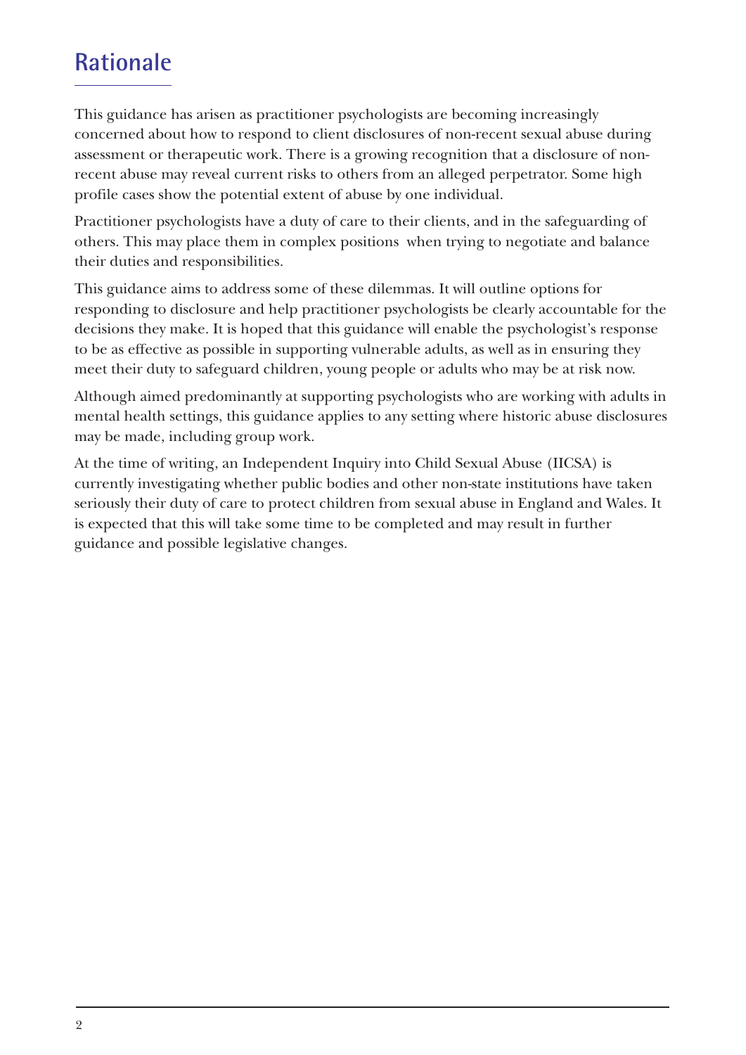## Rationale

This guidance has arisen as practitioner psychologists are becoming increasingly concerned about how to respond to client disclosures of non-recent sexual abuse during assessment or therapeutic work. There is a growing recognition that a disclosure of non-recent abuse may reveal current risks to others from an alleged perpetrator. Some high profile cases show the potential extent of abuse by one individual.

Practitioner psychologists have a duty of care to their clients, and in the safeguarding of others. This may place them in complex positions when trying to negotiate and balance their duties and responsibilities.

This guidance aims to address some of these dilemmas. It will outline options for responding to disclosure and help practitioner psychologists be clearly accountable for the decisions they make. It is hoped that this guidance will enable the psychologist's response to be as effective as possible in supporting vulnerable adults, as well as in ensuring they meet their duty to safeguard children, young people or adults who may be at risk now.

Although aimed predominantly at supporting psychologists who are working with adults in mental health settings, this guidance applies to any setting where historic abuse disclosures may be made, including group work.

At the time of writing, an Independent Inquiry into Child Sexual Abuse (IICSA) is currently investigating whether public bodies and other non-state institutions have taken seriously their duty of care to protect children from sexual abuse in England and Wales. It is expected that this will take some time to be completed and may result in further guidance and possible legislative changes.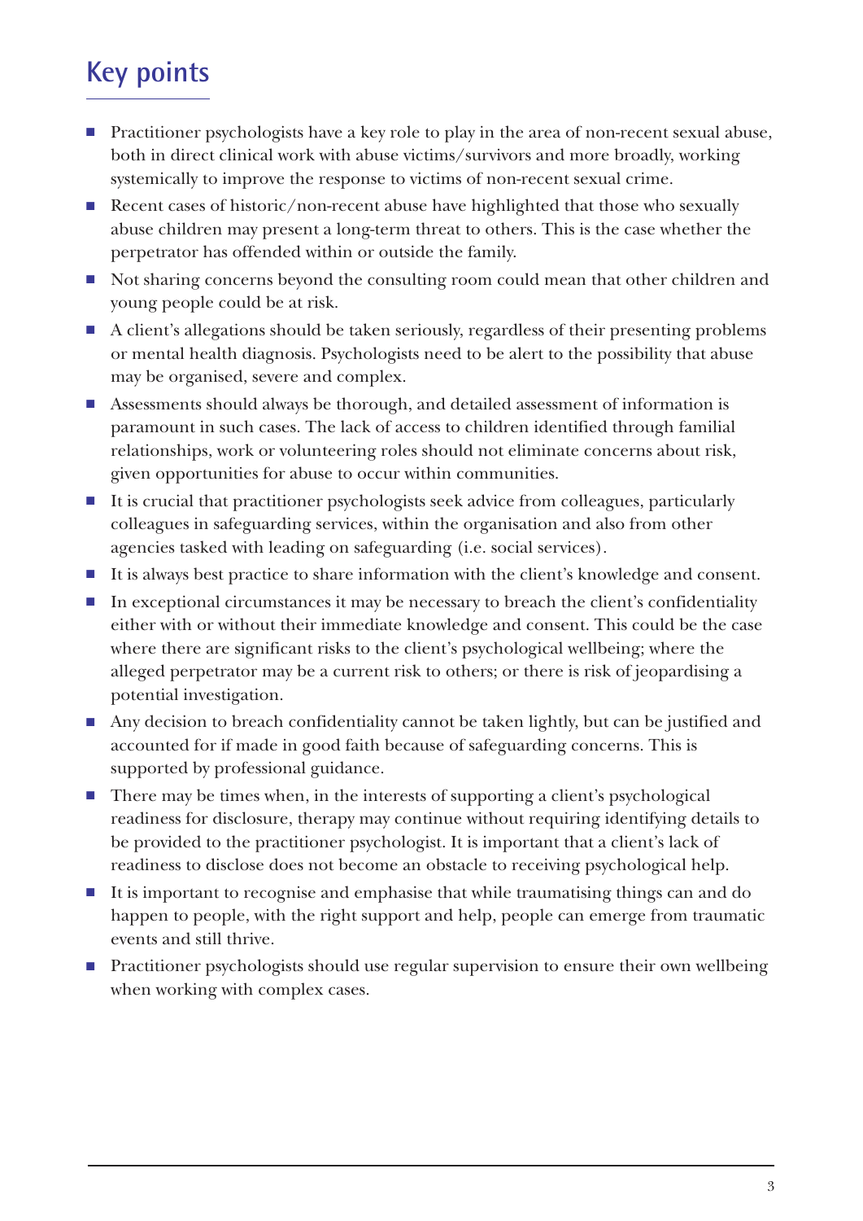## Key points

- Practitioner psychologists have a key role to play in the area of non-recent sexual abuse, both in direct clinical work with abuse victims/survivors and more broadly, working systemically to improve the response to victims of non-recent sexual crime.
- Recent cases of historic/non-recent abuse have highlighted that those who sexually abuse children may present a long-term threat to others. This is the case whether the perpetrator has offended within or outside the family.
- Not sharing concerns beyond the consulting room could mean that other children and young people could be at risk.
- A client's allegations should be taken seriously, regardless of their presenting problems or mental health diagnosis. Psychologists need to be alert to the possibility that abuse may be organised, severe and complex.
- Assessments should always be thorough, and detailed assessment of information is paramount in such cases. The lack of access to children identified through familial relationships, work or volunteering roles should not eliminate concerns about risk, given opportunities for abuse to occur within communities.
- It is crucial that practitioner psychologists seek advice from colleagues, particularly colleagues in safeguarding services, within the organisation and also from other agencies tasked with leading on safeguarding (i.e. social services).
- It is always best practice to share information with the client's knowledge and consent.
- In exceptional circumstances it may be necessary to breach the client's confidentiality either with or without their immediate knowledge and consent. This could be the case where there are significant risks to the client's psychological wellbeing; where the alleged perpetrator may be a current risk to others; or there is risk of jeopardising a potential investigation.
- Any decision to breach confidentiality cannot be taken lightly, but can be justified and accounted for if made in good faith because of safeguarding concerns. This is supported by professional guidance.
- There may be times when, in the interests of supporting a client's psychological readiness for disclosure, therapy may continue without requiring identifying details to be provided to the practitioner psychologist. It is important that a client's lack of readiness to disclose does not become an obstacle to receiving psychological help.
- It is important to recognise and emphasise that while traumatising things can and do happen to people, with the right support and help, people can emerge from traumatic events and still thrive.
- Practitioner psychologists should use regular supervision to ensure their own wellbeing when working with complex cases.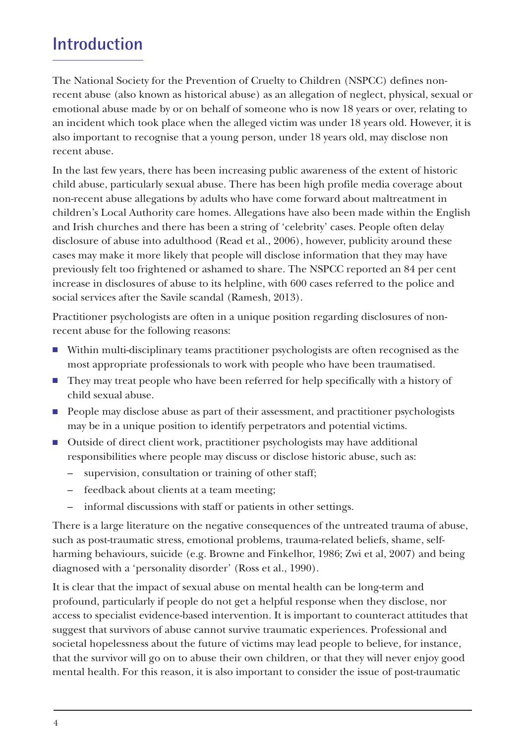## Introduction

The National Society for the Prevention of Cruelty to Children (NSPCC) defines non-recent abuse (also known as historical abuse) as an allegation of neglect, physical, sexual or emotional abuse made by or on behalf of someone who is now 18 years or over, relating to an incident which took place when the alleged victim was under 18 years old. However, it is also important to recognise that a young person, under 18 years old, may disclose non recent abuse.

In the last few years, there has been increasing public awareness of the extent of historic child abuse, particularly sexual abuse. There has been high profile media coverage about non-recent abuse allegations by adults who have come forward about maltreatment in children's Local Authority care homes. Allegations have also been made within the English and Irish churches and there has been a string of 'celebrity' cases. People often delay disclosure of abuse into adulthood (Read et al., 2006), however, publicity around these cases may make it more likely that people will disclose information that they may have previously felt too frightened or ashamed to share. The NSPCC reported an 84 per cent increase in disclosures of abuse to its helpline, with 600 cases referred to the police and social services after the Savile scandal (Ramesh, 2013).

Practitioner psychologists are often in a unique position regarding disclosures of non-recent abuse for the following reasons:

- Within multi-disciplinary teams practitioner psychologists are often recognised as the most appropriate professionals to work with people who have been traumatised.
- They may treat people who have been referred for help specifically with a history of child sexual abuse.
- People may disclose abuse as part of their assessment, and practitioner psychologists may be in a unique position to identify perpetrators and potential victims.
- Outside of direct client work, practitioner psychologists may have additional responsibilities where people may discuss or disclose historic abuse, such as:
  - supervision, consultation or training of other staff;
  - feedback about clients at a team meeting;
  - informal discussions with staff or patients in other settings.

There is a large literature on the negative consequences of the untreated trauma of abuse, such as post-traumatic stress, emotional problems, trauma-related beliefs, shame, self-harming behaviours, suicide (e.g. Browne and Finkelhor, 1986; Zwi et al, 2007) and being diagnosed with a 'personality disorder' (Ross et al., 1990).

It is clear that the impact of sexual abuse on mental health can be long-term and profound, particularly if people do not get a helpful response when they disclose, nor access to specialist evidence-based intervention. It is important to counteract attitudes that suggest that survivors of abuse cannot survive traumatic experiences. Professional and societal hopelessness about the future of victims may lead people to believe, for instance, that the survivor will go on to abuse their own children, or that they will never enjoy good mental health. For this reason, it is also important to consider the issue of post-traumatic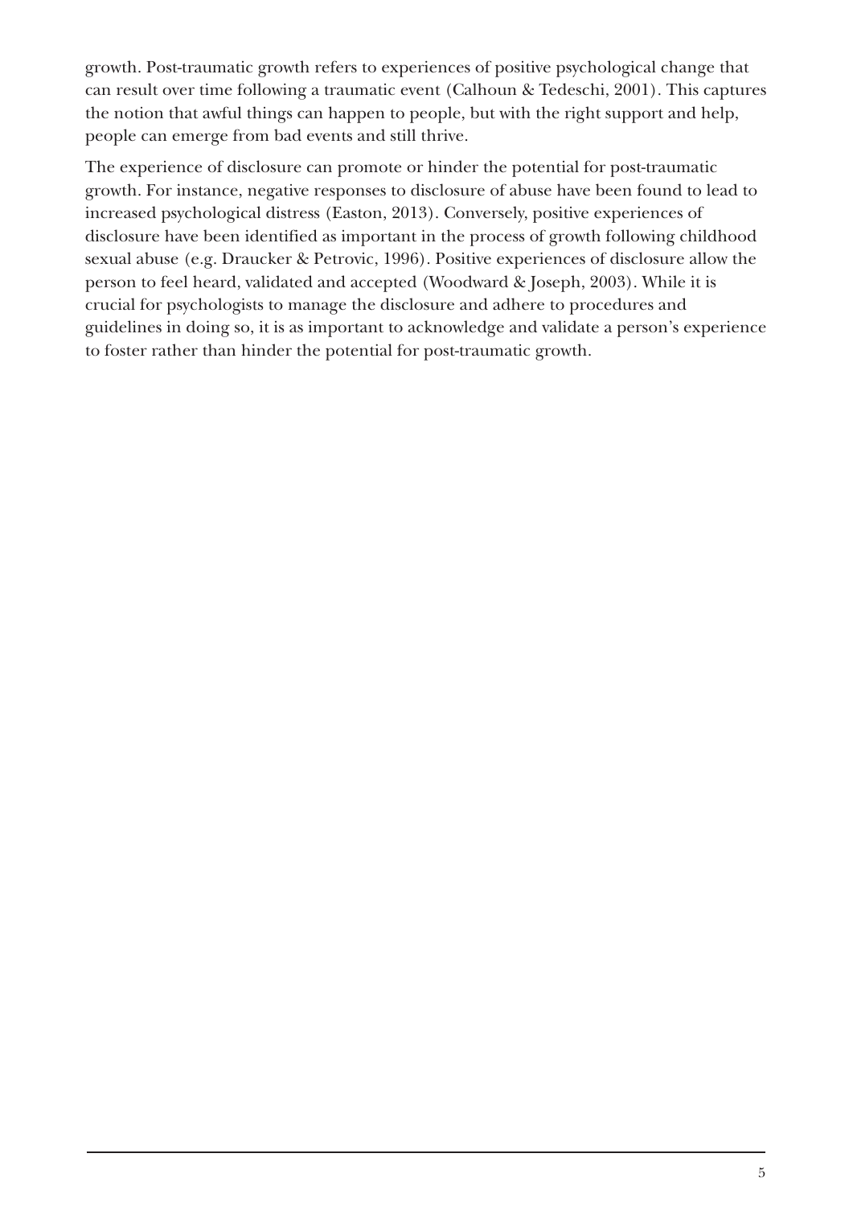growth. Post-traumatic growth refers to experiences of positive psychological change that can result over time following a traumatic event (Calhoun & Tedeschi, 2001). This captures the notion that awful things can happen to people, but with the right support and help, people can emerge from bad events and still thrive.

The experience of disclosure can promote or hinder the potential for post-traumatic growth. For instance, negative responses to disclosure of abuse have been found to lead to increased psychological distress (Easton, 2013). Conversely, positive experiences of disclosure have been identified as important in the process of growth following childhood sexual abuse (e.g. Draucker & Petrovic, 1996). Positive experiences of disclosure allow the person to feel heard, validated and accepted (Woodward & Joseph, 2003). While it is crucial for psychologists to manage the disclosure and adhere to procedures and guidelines in doing so, it is as important to acknowledge and validate a person's experience to foster rather than hinder the potential for post-traumatic growth.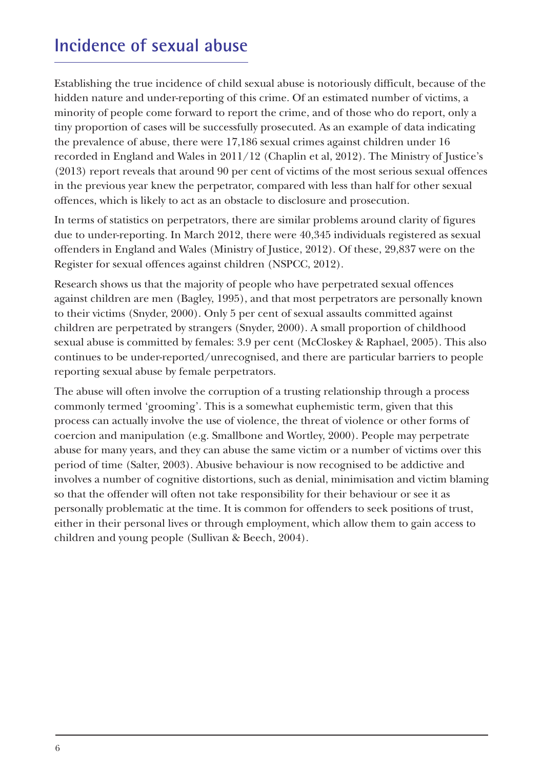## Incidence of sexual abuse

Establishing the true incidence of child sexual abuse is notoriously difficult, because of the hidden nature and under-reporting of this crime. Of an estimated number of victims, a minority of people come forward to report the crime, and of those who do report, only a tiny proportion of cases will be successfully prosecuted. As an example of data indicating the prevalence of abuse, there were 17,186 sexual crimes against children under 16 recorded in England and Wales in 2011/12 (Chaplin et al, 2012). The Ministry of Justice's (2013) report reveals that around 90 per cent of victims of the most serious sexual offences in the previous year knew the perpetrator, compared with less than half for other sexual offences, which is likely to act as an obstacle to disclosure and prosecution.

In terms of statistics on perpetrators, there are similar problems around clarity of figures due to under-reporting. In March 2012, there were 40,345 individuals registered as sexual offenders in England and Wales (Ministry of Justice, 2012). Of these, 29,837 were on the Register for sexual offences against children (NSPCC, 2012).

Research shows us that the majority of people who have perpetrated sexual offences against children are men (Bagley, 1995), and that most perpetrators are personally known to their victims (Snyder, 2000). Only 5 per cent of sexual assaults committed against children are perpetrated by strangers (Snyder, 2000). A small proportion of childhood sexual abuse is committed by females: 3.9 per cent (McCloskey & Raphael, 2005). This also continues to be under-reported/unrecognised, and there are particular barriers to people reporting sexual abuse by female perpetrators.

The abuse will often involve the corruption of a trusting relationship through a process commonly termed 'grooming'. This is a somewhat euphemistic term, given that this process can actually involve the use of violence, the threat of violence or other forms of coercion and manipulation (e.g. Smallbone and Wortley, 2000). People may perpetrate abuse for many years, and they can abuse the same victim or a number of victims over this period of time (Salter, 2003). Abusive behaviour is now recognised to be addictive and involves a number of cognitive distortions, such as denial, minimisation and victim blaming so that the offender will often not take responsibility for their behaviour or see it as personally problematic at the time. It is common for offenders to seek positions of trust, either in their personal lives or through employment, which allow them to gain access to children and young people (Sullivan & Beech, 2004).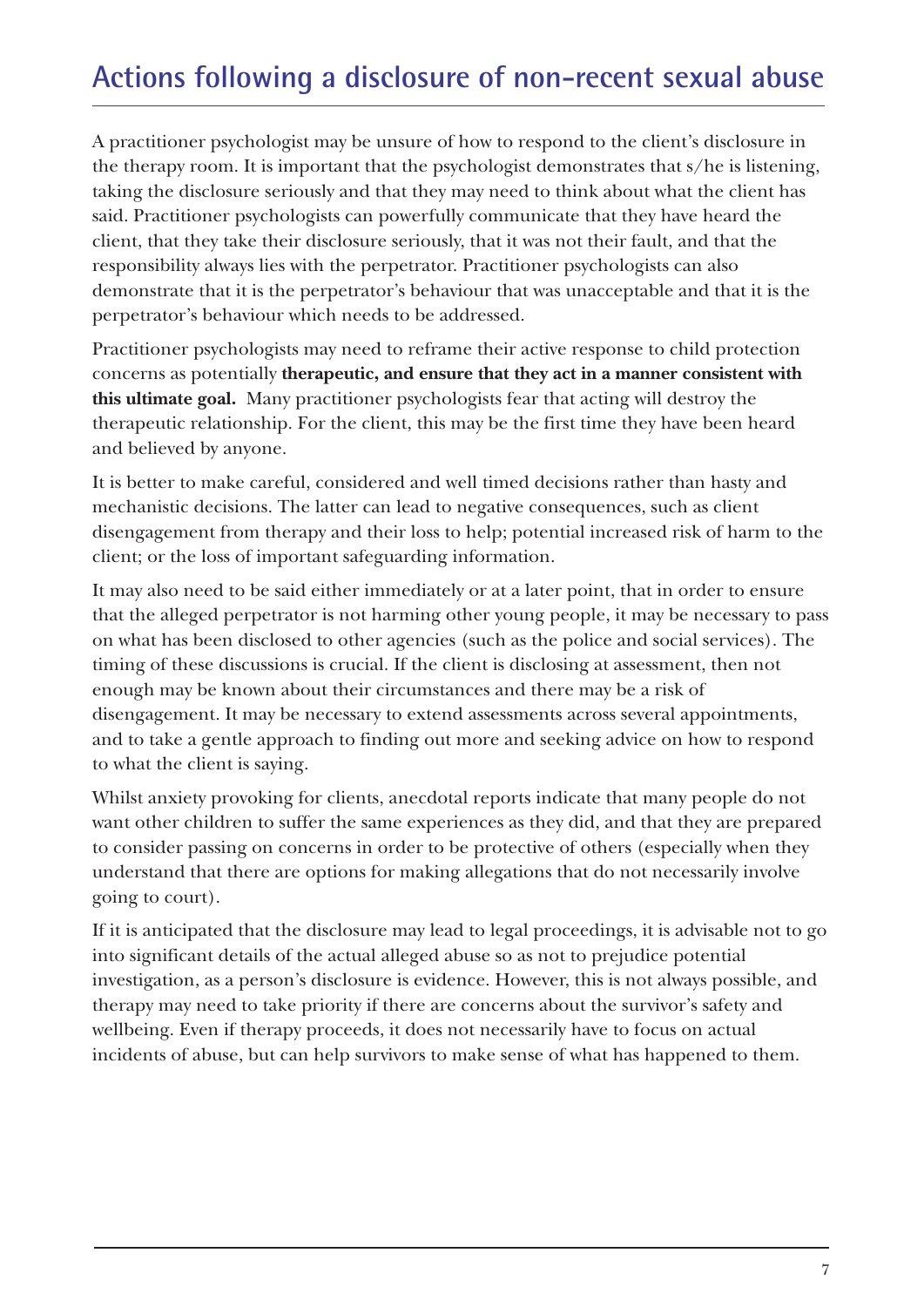## Actions following a disclosure of non-recent sexual abuse

A practitioner psychologist may be unsure of how to respond to the client's disclosure in the therapy room. It is important that the psychologist demonstrates that s/he is listening, taking the disclosure seriously and that they may need to think about what the client has said. Practitioner psychologists can powerfully communicate that they have heard the client, that they take their disclosure seriously, that it was not their fault, and that the responsibility always lies with the perpetrator. Practitioner psychologists can also demonstrate that it is the perpetrator's behaviour that was unacceptable and that it is the perpetrator's behaviour which needs to be addressed.

Practitioner psychologists may need to reframe their active response to child protection concerns as potentially **therapeutic, and ensure that they act in a manner consistent with this ultimate goal.** Many practitioner psychologists fear that acting will destroy the therapeutic relationship. For the client, this may be the first time they have been heard and believed by anyone.

It is better to make careful, considered and well timed decisions rather than hasty and mechanistic decisions. The latter can lead to negative consequences, such as client disengagement from therapy and their loss to help; potential increased risk of harm to the client; or the loss of important safeguarding information.

It may also need to be said either immediately or at a later point, that in order to ensure that the alleged perpetrator is not harming other young people, it may be necessary to pass on what has been disclosed to other agencies (such as the police and social services). The timing of these discussions is crucial. If the client is disclosing at assessment, then not enough may be known about their circumstances and there may be a risk of disengagement. It may be necessary to extend assessments across several appointments, and to take a gentle approach to finding out more and seeking advice on how to respond to what the client is saying.

Whilst anxiety provoking for clients, anecdotal reports indicate that many people do not want other children to suffer the same experiences as they did, and that they are prepared to consider passing on concerns in order to be protective of others (especially when they understand that there are options for making allegations that do not necessarily involve going to court).

If it is anticipated that the disclosure may lead to legal proceedings, it is advisable not to go into significant details of the actual alleged abuse so as not to prejudice potential investigation, as a person's disclosure is evidence. However, this is not always possible, and therapy may need to take priority if there are concerns about the survivor's safety and wellbeing. Even if therapy proceeds, it does not necessarily have to focus on actual incidents of abuse, but can help survivors to make sense of what has happened to them.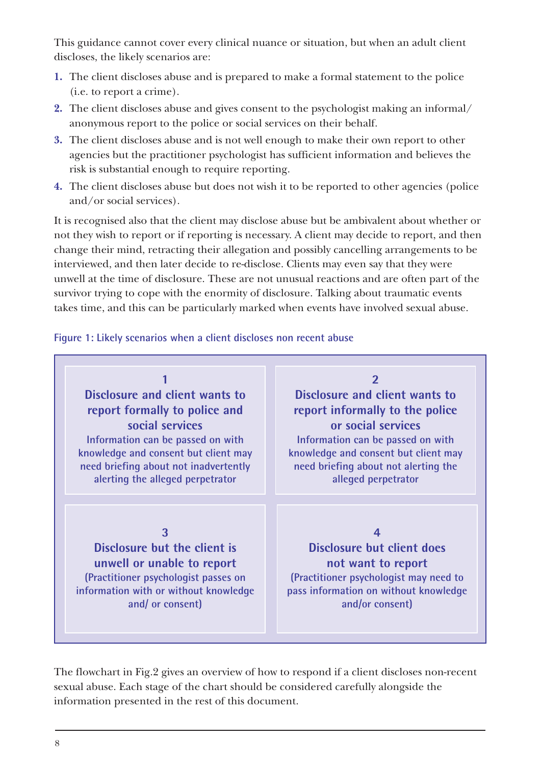This guidance cannot cover every clinical nuance or situation, but when an adult client discloses, the likely scenarios are:

1. The client discloses abuse and is prepared to make a formal statement to the police (i.e. to report a crime).
2. The client discloses abuse and gives consent to the psychologist making an informal/ anonymous report to the police or social services on their behalf.
3. The client discloses abuse and is not well enough to make their own report to other agencies but the practitioner psychologist has sufficient information and believes the risk is substantial enough to require reporting.
4. The client discloses abuse but does not wish it to be reported to other agencies (police and/or social services).

It is recognised also that the client may disclose abuse but be ambivalent about whether or not they wish to report or if reporting is necessary. A client may decide to report, and then change their mind, retracting their allegation and possibly cancelling arrangements to be interviewed, and then later decide to re-disclose. Clients may even say that they were unwell at the time of disclosure. These are not unusual reactions and are often part of the survivor trying to cope with the enormity of disclosure. Talking about traumatic events takes time, and this can be particularly marked when events have involved sexual abuse.

**Figure 1: Likely scenarios when a client discloses non recent abuse**

| | |
|---|---|
| **1**<br>**Disclosure and client wants to report formally to police and social services**<br>Information can be passed on with knowledge and consent but client may need briefing about not inadvertently alerting the alleged perpetrator | **2**<br>**Disclosure and client wants to report informally to the police or social services**<br>Information can be passed on with knowledge and consent but client may need briefing about not alerting the alleged perpetrator |
| **3**<br>**Disclosure but the client is unwell or unable to report**<br>(Practitioner psychologist passes on information with or without knowledge and/ or consent) | **4**<br>**Disclosure but client does not want to report**<br>(Practitioner psychologist may need to pass information on without knowledge and/or consent) |

The flowchart in Fig.2 gives an overview of how to respond if a client discloses non-recent sexual abuse. Each stage of the chart should be considered carefully alongside the information presented in the rest of this document.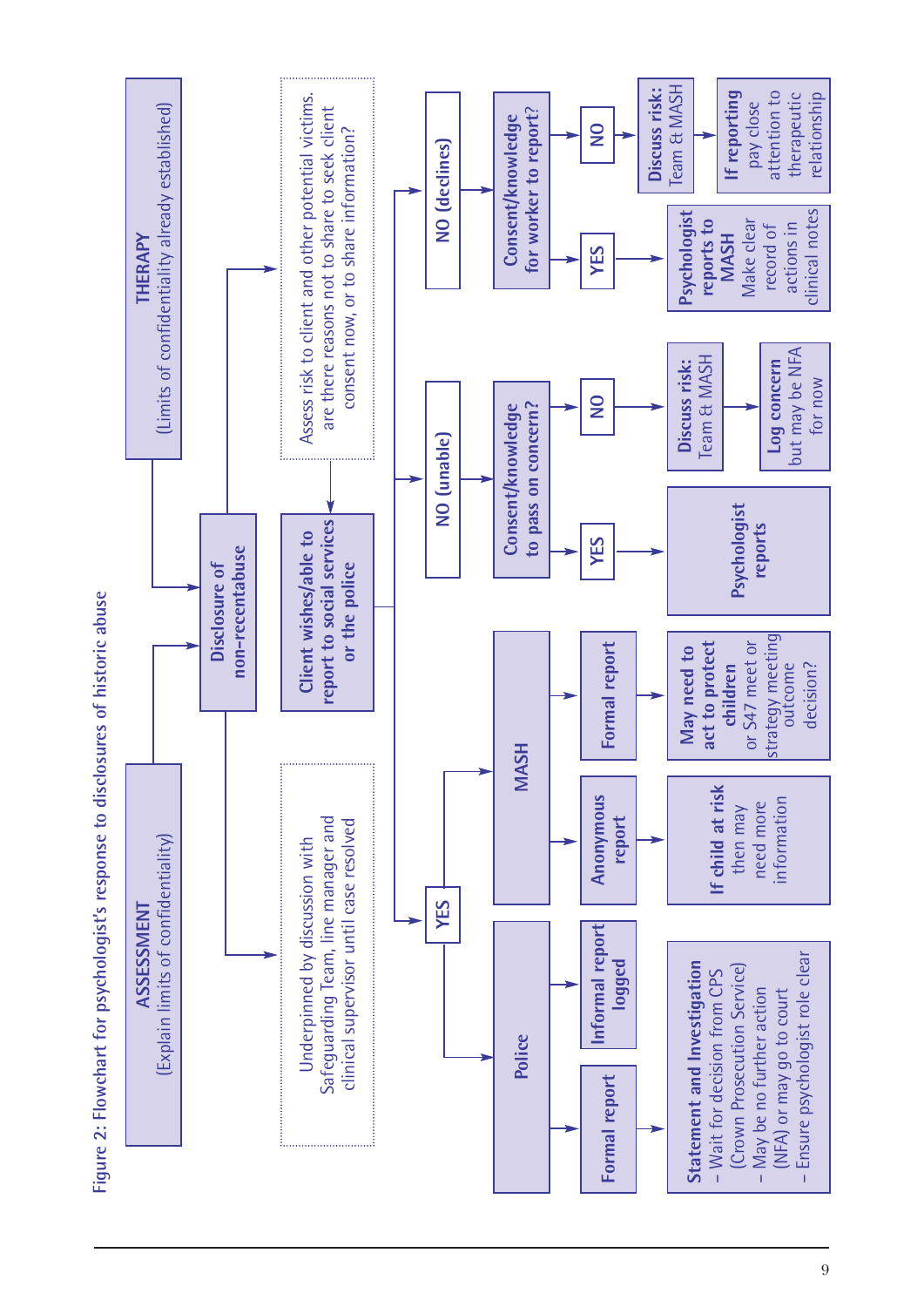Figure 2: Flowchart for psychologist's response to disclosures of historic abuse

**ASSESSMENT**
(Explain limits of confidentiality)

**THERAPY**
(Limits of confidentiality already established)

**Disclosure of non-recent abuse**

Underpinned by discussion with Safeguarding Team, line manager and clinical supervisor until case resolved

Assess risk to client and other potential victims. Are there reasons not to share to seek client consent now, or to share information?

**Client wishes/able to report to social services or the police**

- **YES**
  - **Police**
    - **Formal report** → **Statement and Investigation**
      - Wait for decision from CPS (Crown Prosecution Service)
      - May be no further action (NFA) or may go to court
      - Ensure psychologist role clear
    - **Informal report logged**
  - **MASH**
    - **Anonymous report** → **If child at risk** then may need more information
    - **Formal report** → **May need to act to protect children** or S47 meet or strategy meeting outcome decision?
- **NO (unable)** → **Consent/knowledge to pass on concern?**
  - **YES** → **Psychologist reports**
  - **NO** → **Discuss risk:** Team & MASH → **Log concern** but may be NFA for now
- **NO (declines)** → **Consent/knowledge for worker to report?**
  - **YES** → **Psychologist reports to MASH** Make clear record of actions in clinical notes
  - **NO** → **Discuss risk:** Team & MASH → **If reporting** pay close attention to therapeutic relationship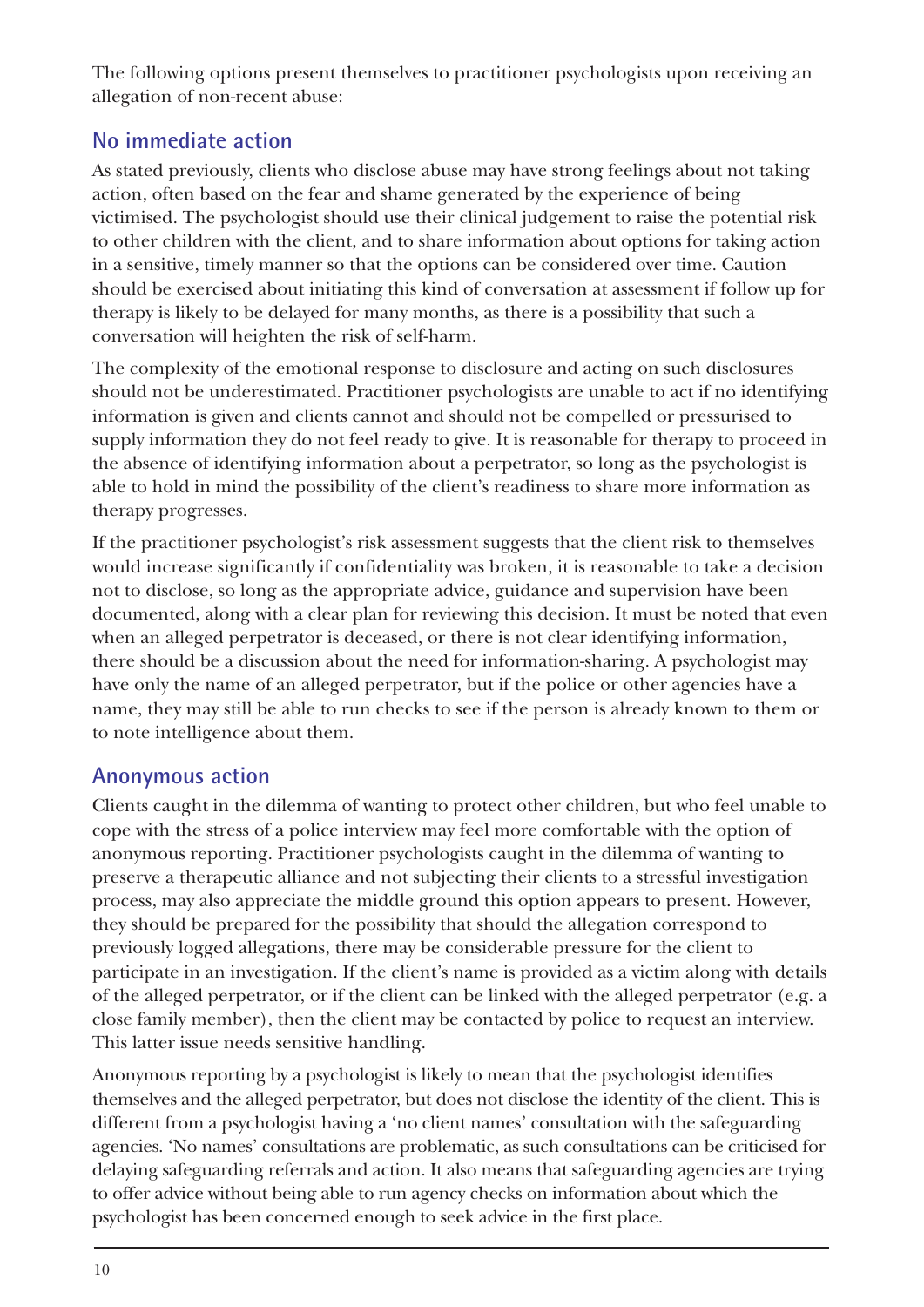The following options present themselves to practitioner psychologists upon receiving an allegation of non-recent abuse:

## No immediate action

As stated previously, clients who disclose abuse may have strong feelings about not taking action, often based on the fear and shame generated by the experience of being victimised. The psychologist should use their clinical judgement to raise the potential risk to other children with the client, and to share information about options for taking action in a sensitive, timely manner so that the options can be considered over time. Caution should be exercised about initiating this kind of conversation at assessment if follow up for therapy is likely to be delayed for many months, as there is a possibility that such a conversation will heighten the risk of self-harm.

The complexity of the emotional response to disclosure and acting on such disclosures should not be underestimated. Practitioner psychologists are unable to act if no identifying information is given and clients cannot and should not be compelled or pressurised to supply information they do not feel ready to give. It is reasonable for therapy to proceed in the absence of identifying information about a perpetrator, so long as the psychologist is able to hold in mind the possibility of the client's readiness to share more information as therapy progresses.

If the practitioner psychologist's risk assessment suggests that the client risk to themselves would increase significantly if confidentiality was broken, it is reasonable to take a decision not to disclose, so long as the appropriate advice, guidance and supervision have been documented, along with a clear plan for reviewing this decision. It must be noted that even when an alleged perpetrator is deceased, or there is not clear identifying information, there should be a discussion about the need for information-sharing. A psychologist may have only the name of an alleged perpetrator, but if the police or other agencies have a name, they may still be able to run checks to see if the person is already known to them or to note intelligence about them.

## Anonymous action

Clients caught in the dilemma of wanting to protect other children, but who feel unable to cope with the stress of a police interview may feel more comfortable with the option of anonymous reporting. Practitioner psychologists caught in the dilemma of wanting to preserve a therapeutic alliance and not subjecting their clients to a stressful investigation process, may also appreciate the middle ground this option appears to present. However, they should be prepared for the possibility that should the allegation correspond to previously logged allegations, there may be considerable pressure for the client to participate in an investigation. If the client's name is provided as a victim along with details of the alleged perpetrator, or if the client can be linked with the alleged perpetrator (e.g. a close family member), then the client may be contacted by police to request an interview. This latter issue needs sensitive handling.

Anonymous reporting by a psychologist is likely to mean that the psychologist identifies themselves and the alleged perpetrator, but does not disclose the identity of the client. This is different from a psychologist having a 'no client names' consultation with the safeguarding agencies. 'No names' consultations are problematic, as such consultations can be criticised for delaying safeguarding referrals and action. It also means that safeguarding agencies are trying to offer advice without being able to run agency checks on information about which the psychologist has been concerned enough to seek advice in the first place.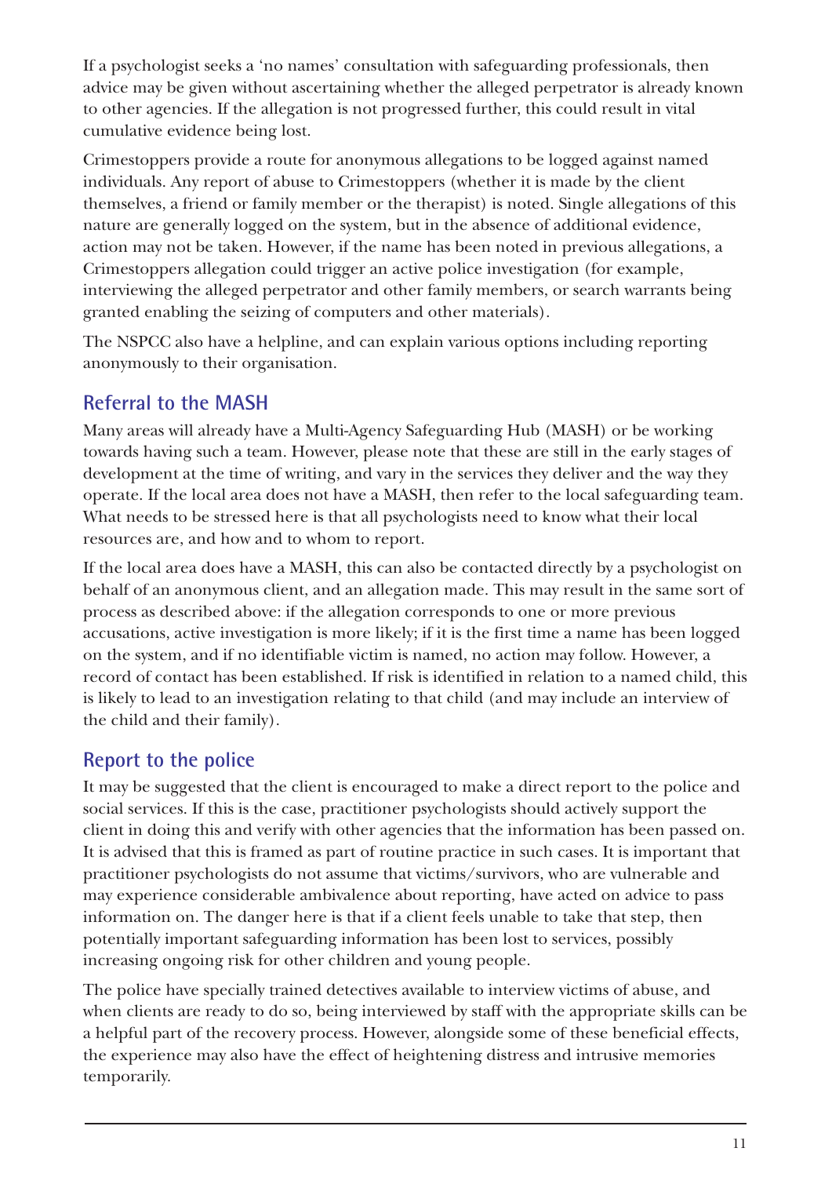If a psychologist seeks a 'no names' consultation with safeguarding professionals, then advice may be given without ascertaining whether the alleged perpetrator is already known to other agencies. If the allegation is not progressed further, this could result in vital cumulative evidence being lost.

Crimestoppers provide a route for anonymous allegations to be logged against named individuals. Any report of abuse to Crimestoppers (whether it is made by the client themselves, a friend or family member or the therapist) is noted. Single allegations of this nature are generally logged on the system, but in the absence of additional evidence, action may not be taken. However, if the name has been noted in previous allegations, a Crimestoppers allegation could trigger an active police investigation (for example, interviewing the alleged perpetrator and other family members, or search warrants being granted enabling the seizing of computers and other materials).

The NSPCC also have a helpline, and can explain various options including reporting anonymously to their organisation.

## Referral to the MASH

Many areas will already have a Multi-Agency Safeguarding Hub (MASH) or be working towards having such a team. However, please note that these are still in the early stages of development at the time of writing, and vary in the services they deliver and the way they operate. If the local area does not have a MASH, then refer to the local safeguarding team. What needs to be stressed here is that all psychologists need to know what their local resources are, and how and to whom to report.

If the local area does have a MASH, this can also be contacted directly by a psychologist on behalf of an anonymous client, and an allegation made. This may result in the same sort of process as described above: if the allegation corresponds to one or more previous accusations, active investigation is more likely; if it is the first time a name has been logged on the system, and if no identifiable victim is named, no action may follow. However, a record of contact has been established. If risk is identified in relation to a named child, this is likely to lead to an investigation relating to that child (and may include an interview of the child and their family).

## Report to the police

It may be suggested that the client is encouraged to make a direct report to the police and social services. If this is the case, practitioner psychologists should actively support the client in doing this and verify with other agencies that the information has been passed on. It is advised that this is framed as part of routine practice in such cases. It is important that practitioner psychologists do not assume that victims/survivors, who are vulnerable and may experience considerable ambivalence about reporting, have acted on advice to pass information on. The danger here is that if a client feels unable to take that step, then potentially important safeguarding information has been lost to services, possibly increasing ongoing risk for other children and young people.

The police have specially trained detectives available to interview victims of abuse, and when clients are ready to do so, being interviewed by staff with the appropriate skills can be a helpful part of the recovery process. However, alongside some of these beneficial effects, the experience may also have the effect of heightening distress and intrusive memories temporarily.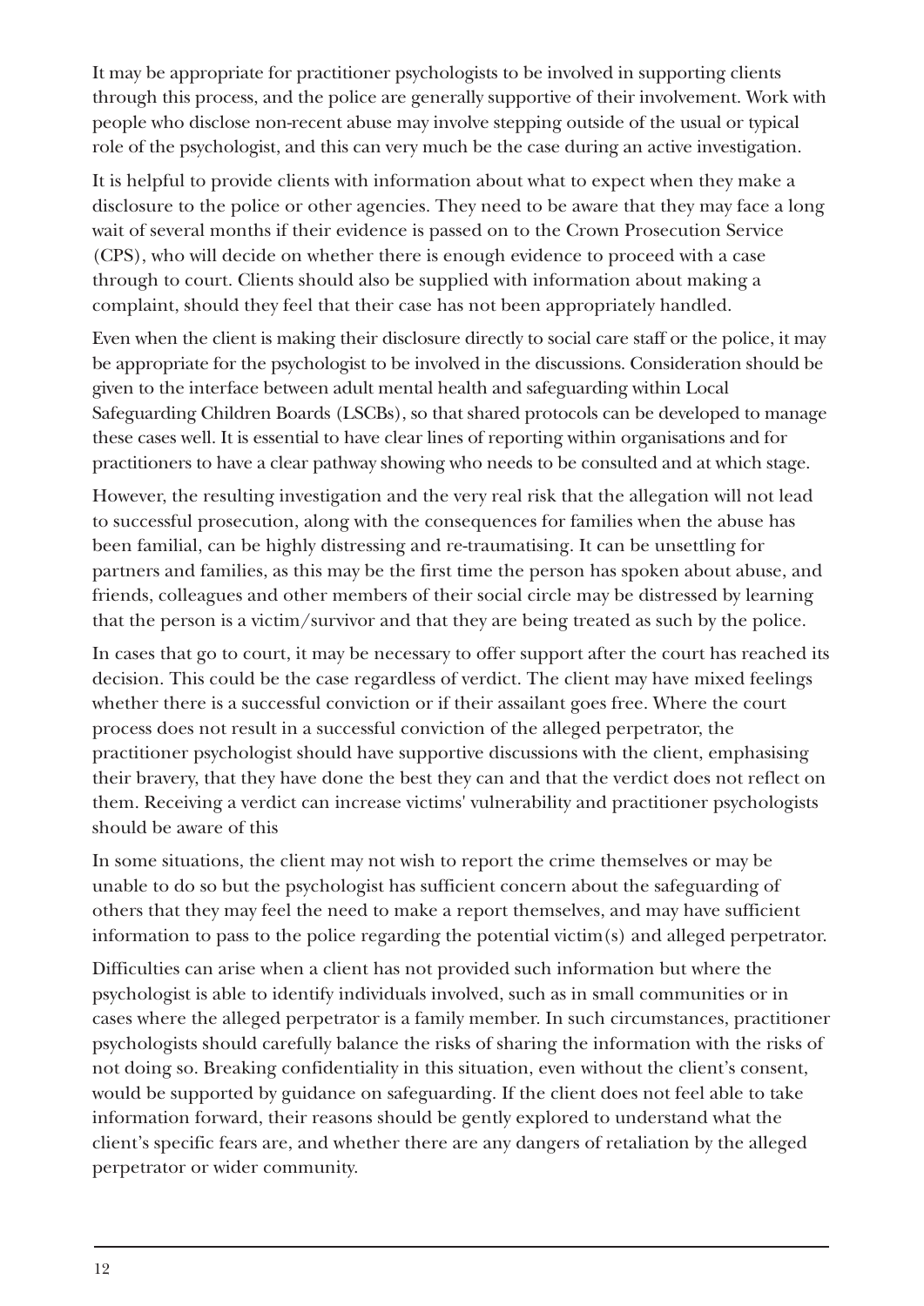It may be appropriate for practitioner psychologists to be involved in supporting clients through this process, and the police are generally supportive of their involvement. Work with people who disclose non-recent abuse may involve stepping outside of the usual or typical role of the psychologist, and this can very much be the case during an active investigation.

It is helpful to provide clients with information about what to expect when they make a disclosure to the police or other agencies. They need to be aware that they may face a long wait of several months if their evidence is passed on to the Crown Prosecution Service (CPS), who will decide on whether there is enough evidence to proceed with a case through to court. Clients should also be supplied with information about making a complaint, should they feel that their case has not been appropriately handled.

Even when the client is making their disclosure directly to social care staff or the police, it may be appropriate for the psychologist to be involved in the discussions. Consideration should be given to the interface between adult mental health and safeguarding within Local Safeguarding Children Boards (LSCBs), so that shared protocols can be developed to manage these cases well. It is essential to have clear lines of reporting within organisations and for practitioners to have a clear pathway showing who needs to be consulted and at which stage.

However, the resulting investigation and the very real risk that the allegation will not lead to successful prosecution, along with the consequences for families when the abuse has been familial, can be highly distressing and re-traumatising. It can be unsettling for partners and families, as this may be the first time the person has spoken about abuse, and friends, colleagues and other members of their social circle may be distressed by learning that the person is a victim/survivor and that they are being treated as such by the police.

In cases that go to court, it may be necessary to offer support after the court has reached its decision. This could be the case regardless of verdict. The client may have mixed feelings whether there is a successful conviction or if their assailant goes free. Where the court process does not result in a successful conviction of the alleged perpetrator, the practitioner psychologist should have supportive discussions with the client, emphasising their bravery, that they have done the best they can and that the verdict does not reflect on them. Receiving a verdict can increase victims' vulnerability and practitioner psychologists should be aware of this

In some situations, the client may not wish to report the crime themselves or may be unable to do so but the psychologist has sufficient concern about the safeguarding of others that they may feel the need to make a report themselves, and may have sufficient information to pass to the police regarding the potential victim(s) and alleged perpetrator.

Difficulties can arise when a client has not provided such information but where the psychologist is able to identify individuals involved, such as in small communities or in cases where the alleged perpetrator is a family member. In such circumstances, practitioner psychologists should carefully balance the risks of sharing the information with the risks of not doing so. Breaking confidentiality in this situation, even without the client's consent, would be supported by guidance on safeguarding. If the client does not feel able to take information forward, their reasons should be gently explored to understand what the client's specific fears are, and whether there are any dangers of retaliation by the alleged perpetrator or wider community.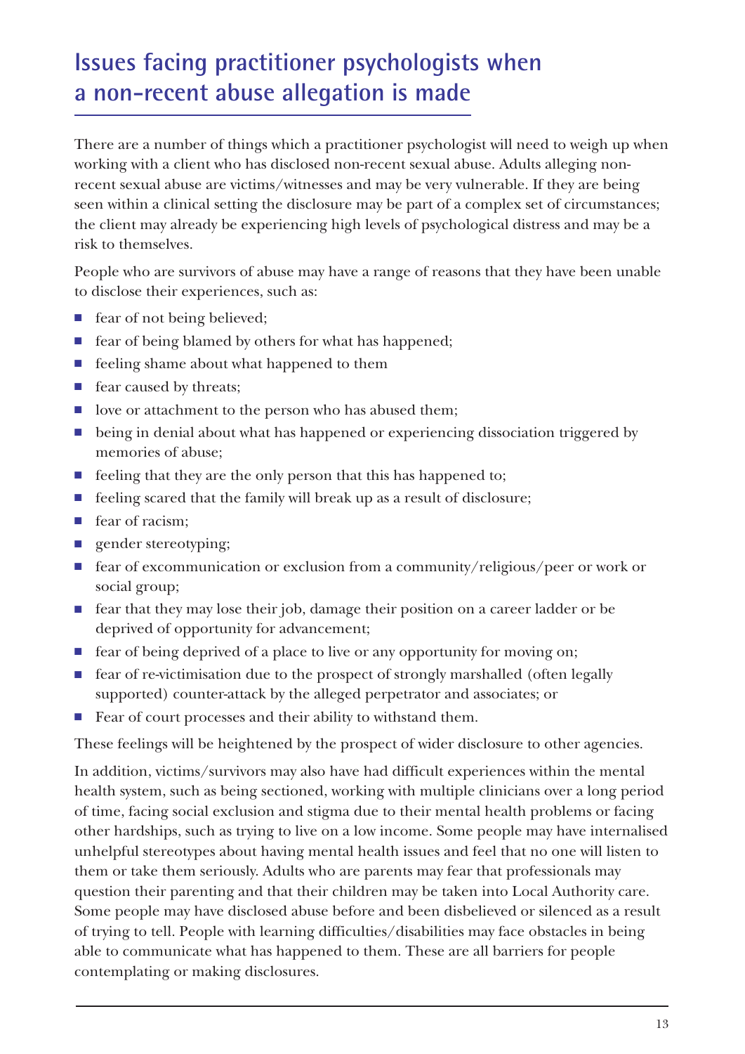## Issues facing practitioner psychologists when a non-recent abuse allegation is made

There are a number of things which a practitioner psychologist will need to weigh up when working with a client who has disclosed non-recent sexual abuse. Adults alleging non-recent sexual abuse are victims/witnesses and may be very vulnerable. If they are being seen within a clinical setting the disclosure may be part of a complex set of circumstances; the client may already be experiencing high levels of psychological distress and may be a risk to themselves.

People who are survivors of abuse may have a range of reasons that they have been unable to disclose their experiences, such as:

- fear of not being believed;
- fear of being blamed by others for what has happened;
- feeling shame about what happened to them
- fear caused by threats;
- love or attachment to the person who has abused them;
- being in denial about what has happened or experiencing dissociation triggered by memories of abuse;
- feeling that they are the only person that this has happened to;
- feeling scared that the family will break up as a result of disclosure;
- fear of racism;
- gender stereotyping;
- fear of excommunication or exclusion from a community/religious/peer or work or social group;
- fear that they may lose their job, damage their position on a career ladder or be deprived of opportunity for advancement;
- fear of being deprived of a place to live or any opportunity for moving on;
- fear of re-victimisation due to the prospect of strongly marshalled (often legally supported) counter-attack by the alleged perpetrator and associates; or
- Fear of court processes and their ability to withstand them.

These feelings will be heightened by the prospect of wider disclosure to other agencies.

In addition, victims/survivors may also have had difficult experiences within the mental health system, such as being sectioned, working with multiple clinicians over a long period of time, facing social exclusion and stigma due to their mental health problems or facing other hardships, such as trying to live on a low income. Some people may have internalised unhelpful stereotypes about having mental health issues and feel that no one will listen to them or take them seriously. Adults who are parents may fear that professionals may question their parenting and that their children may be taken into Local Authority care. Some people may have disclosed abuse before and been disbelieved or silenced as a result of trying to tell. People with learning difficulties/disabilities may face obstacles in being able to communicate what has happened to them. These are all barriers for people contemplating or making disclosures.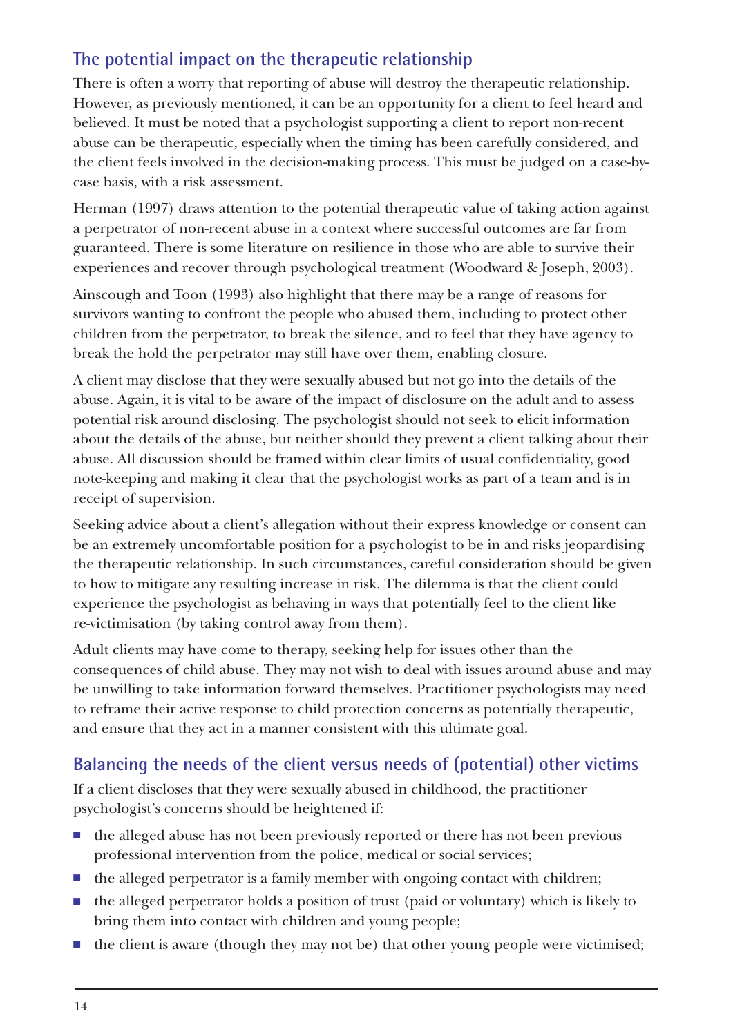## The potential impact on the therapeutic relationship

There is often a worry that reporting of abuse will destroy the therapeutic relationship. However, as previously mentioned, it can be an opportunity for a client to feel heard and believed. It must be noted that a psychologist supporting a client to report non-recent abuse can be therapeutic, especially when the timing has been carefully considered, and the client feels involved in the decision-making process. This must be judged on a case-by-case basis, with a risk assessment.

Herman (1997) draws attention to the potential therapeutic value of taking action against a perpetrator of non-recent abuse in a context where successful outcomes are far from guaranteed. There is some literature on resilience in those who are able to survive their experiences and recover through psychological treatment (Woodward & Joseph, 2003).

Ainscough and Toon (1993) also highlight that there may be a range of reasons for survivors wanting to confront the people who abused them, including to protect other children from the perpetrator, to break the silence, and to feel that they have agency to break the hold the perpetrator may still have over them, enabling closure.

A client may disclose that they were sexually abused but not go into the details of the abuse. Again, it is vital to be aware of the impact of disclosure on the adult and to assess potential risk around disclosing. The psychologist should not seek to elicit information about the details of the abuse, but neither should they prevent a client talking about their abuse. All discussion should be framed within clear limits of usual confidentiality, good note-keeping and making it clear that the psychologist works as part of a team and is in receipt of supervision.

Seeking advice about a client's allegation without their express knowledge or consent can be an extremely uncomfortable position for a psychologist to be in and risks jeopardising the therapeutic relationship. In such circumstances, careful consideration should be given to how to mitigate any resulting increase in risk. The dilemma is that the client could experience the psychologist as behaving in ways that potentially feel to the client like re-victimisation (by taking control away from them).

Adult clients may have come to therapy, seeking help for issues other than the consequences of child abuse. They may not wish to deal with issues around abuse and may be unwilling to take information forward themselves. Practitioner psychologists may need to reframe their active response to child protection concerns as potentially therapeutic, and ensure that they act in a manner consistent with this ultimate goal.

## Balancing the needs of the client versus needs of (potential) other victims

If a client discloses that they were sexually abused in childhood, the practitioner psychologist's concerns should be heightened if:

- the alleged abuse has not been previously reported or there has not been previous professional intervention from the police, medical or social services;
- the alleged perpetrator is a family member with ongoing contact with children;
- the alleged perpetrator holds a position of trust (paid or voluntary) which is likely to bring them into contact with children and young people;
- the client is aware (though they may not be) that other young people were victimised;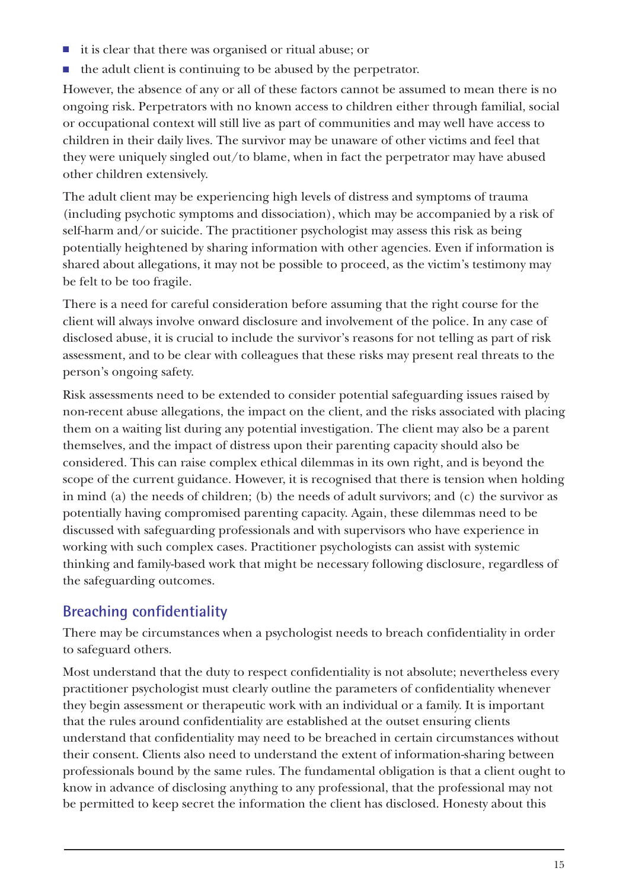- it is clear that there was organised or ritual abuse; or
- the adult client is continuing to be abused by the perpetrator.

However, the absence of any or all of these factors cannot be assumed to mean there is no ongoing risk. Perpetrators with no known access to children either through familial, social or occupational context will still live as part of communities and may well have access to children in their daily lives. The survivor may be unaware of other victims and feel that they were uniquely singled out/to blame, when in fact the perpetrator may have abused other children extensively.

The adult client may be experiencing high levels of distress and symptoms of trauma (including psychotic symptoms and dissociation), which may be accompanied by a risk of self-harm and/or suicide. The practitioner psychologist may assess this risk as being potentially heightened by sharing information with other agencies. Even if information is shared about allegations, it may not be possible to proceed, as the victim's testimony may be felt to be too fragile.

There is a need for careful consideration before assuming that the right course for the client will always involve onward disclosure and involvement of the police. In any case of disclosed abuse, it is crucial to include the survivor's reasons for not telling as part of risk assessment, and to be clear with colleagues that these risks may present real threats to the person's ongoing safety.

Risk assessments need to be extended to consider potential safeguarding issues raised by non-recent abuse allegations, the impact on the client, and the risks associated with placing them on a waiting list during any potential investigation. The client may also be a parent themselves, and the impact of distress upon their parenting capacity should also be considered. This can raise complex ethical dilemmas in its own right, and is beyond the scope of the current guidance. However, it is recognised that there is tension when holding in mind (a) the needs of children; (b) the needs of adult survivors; and (c) the survivor as potentially having compromised parenting capacity. Again, these dilemmas need to be discussed with safeguarding professionals and with supervisors who have experience in working with such complex cases. Practitioner psychologists can assist with systemic thinking and family-based work that might be necessary following disclosure, regardless of the safeguarding outcomes.

## Breaching confidentiality

There may be circumstances when a psychologist needs to breach confidentiality in order to safeguard others.

Most understand that the duty to respect confidentiality is not absolute; nevertheless every practitioner psychologist must clearly outline the parameters of confidentiality whenever they begin assessment or therapeutic work with an individual or a family. It is important that the rules around confidentiality are established at the outset ensuring clients understand that confidentiality may need to be breached in certain circumstances without their consent. Clients also need to understand the extent of information-sharing between professionals bound by the same rules. The fundamental obligation is that a client ought to know in advance of disclosing anything to any professional, that the professional may not be permitted to keep secret the information the client has disclosed. Honesty about this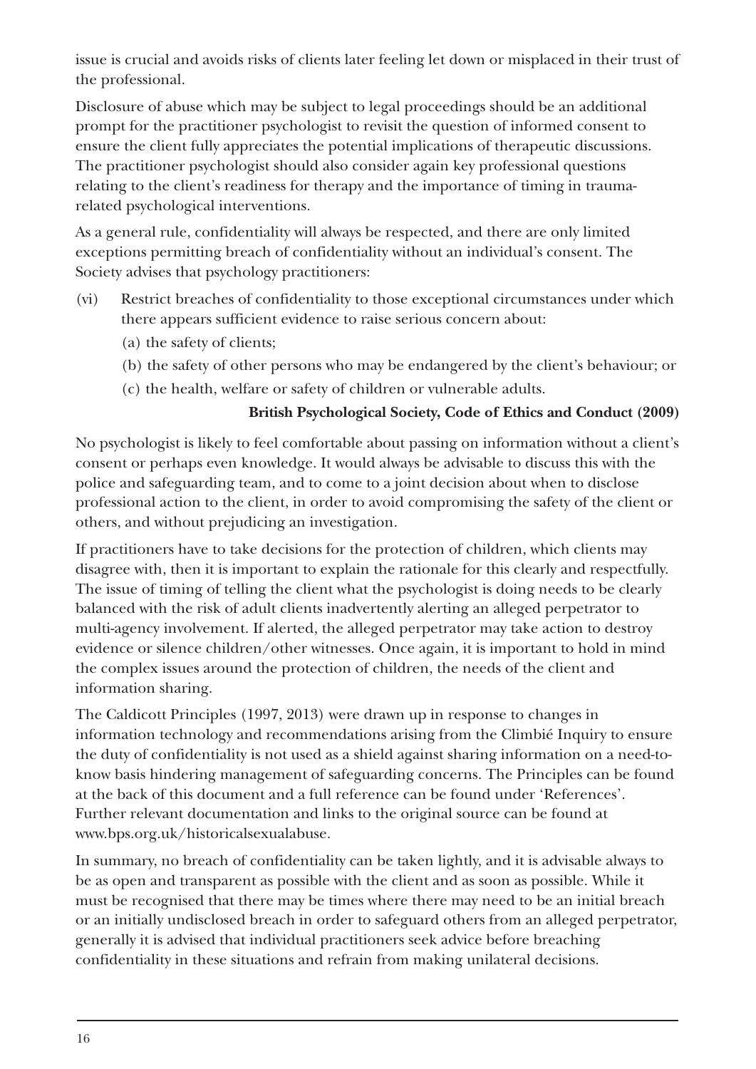issue is crucial and avoids risks of clients later feeling let down or misplaced in their trust of the professional.

Disclosure of abuse which may be subject to legal proceedings should be an additional prompt for the practitioner psychologist to revisit the question of informed consent to ensure the client fully appreciates the potential implications of therapeutic discussions. The practitioner psychologist should also consider again key professional questions relating to the client's readiness for therapy and the importance of timing in trauma-related psychological interventions.

As a general rule, confidentiality will always be respected, and there are only limited exceptions permitting breach of confidentiality without an individual's consent. The Society advises that psychology practitioners:

(vi) Restrict breaches of confidentiality to those exceptional circumstances under which there appears sufficient evidence to raise serious concern about:

 (a) the safety of clients;

 (b) the safety of other persons who may be endangered by the client's behaviour; or

 (c) the health, welfare or safety of children or vulnerable adults.

**British Psychological Society, Code of Ethics and Conduct (2009)**

No psychologist is likely to feel comfortable about passing on information without a client's consent or perhaps even knowledge. It would always be advisable to discuss this with the police and safeguarding team, and to come to a joint decision about when to disclose professional action to the client, in order to avoid compromising the safety of the client or others, and without prejudicing an investigation.

If practitioners have to take decisions for the protection of children, which clients may disagree with, then it is important to explain the rationale for this clearly and respectfully. The issue of timing of telling the client what the psychologist is doing needs to be clearly balanced with the risk of adult clients inadvertently alerting an alleged perpetrator to multi-agency involvement. If alerted, the alleged perpetrator may take action to destroy evidence or silence children/other witnesses. Once again, it is important to hold in mind the complex issues around the protection of children, the needs of the client and information sharing.

The Caldicott Principles (1997, 2013) were drawn up in response to changes in information technology and recommendations arising from the Climbié Inquiry to ensure the duty of confidentiality is not used as a shield against sharing information on a need-to-know basis hindering management of safeguarding concerns. The Principles can be found at the back of this document and a full reference can be found under 'References'. Further relevant documentation and links to the original source can be found at www.bps.org.uk/historicalsexualabuse.

In summary, no breach of confidentiality can be taken lightly, and it is advisable always to be as open and transparent as possible with the client and as soon as possible. While it must be recognised that there may be times where there may need to be an initial breach or an initially undisclosed breach in order to safeguard others from an alleged perpetrator, generally it is advised that individual practitioners seek advice before breaching confidentiality in these situations and refrain from making unilateral decisions.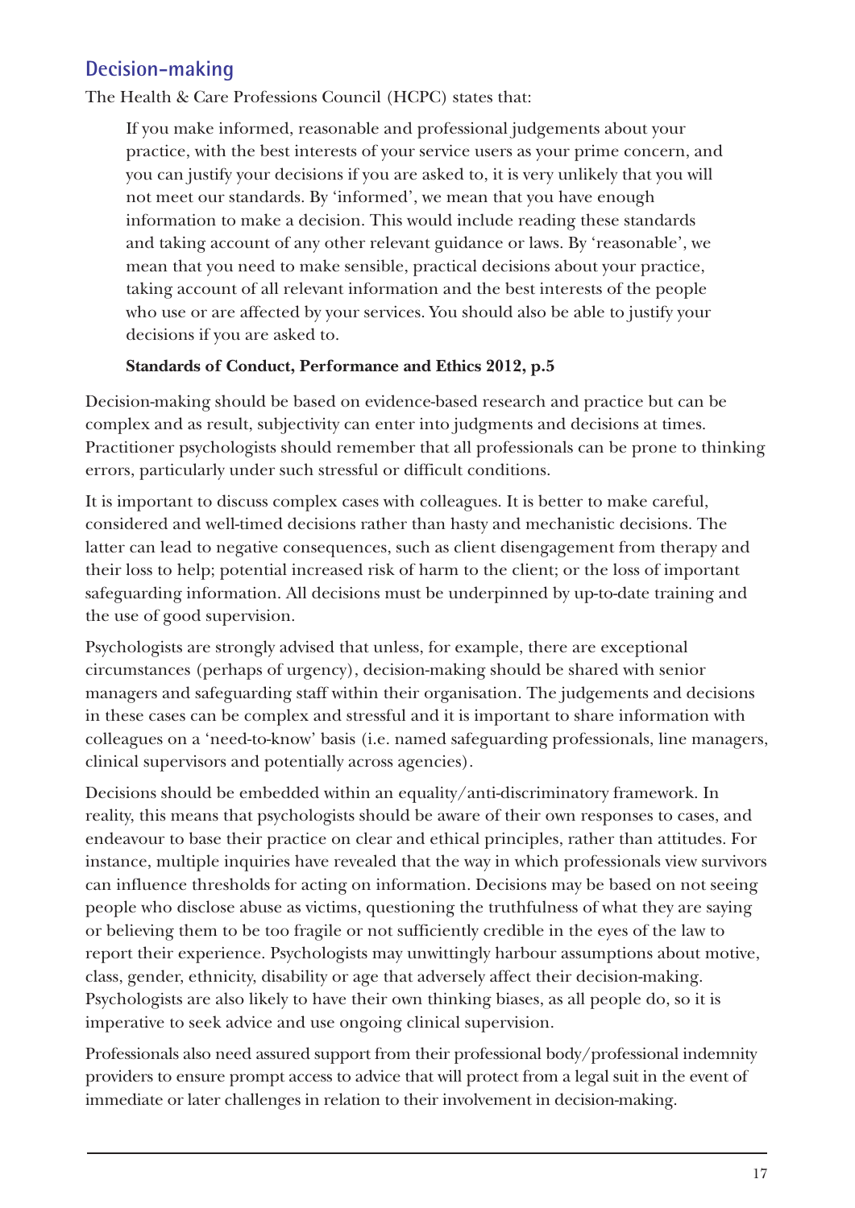## Decision-making

The Health & Care Professions Council (HCPC) states that:

> If you make informed, reasonable and professional judgements about your practice, with the best interests of your service users as your prime concern, and you can justify your decisions if you are asked to, it is very unlikely that you will not meet our standards. By 'informed', we mean that you have enough information to make a decision. This would include reading these standards and taking account of any other relevant guidance or laws. By 'reasonable', we mean that you need to make sensible, practical decisions about your practice, taking account of all relevant information and the best interests of the people who use or are affected by your services. You should also be able to justify your decisions if you are asked to.
>
> **Standards of Conduct, Performance and Ethics 2012, p.5**

Decision-making should be based on evidence-based research and practice but can be complex and as result, subjectivity can enter into judgments and decisions at times. Practitioner psychologists should remember that all professionals can be prone to thinking errors, particularly under such stressful or difficult conditions.

It is important to discuss complex cases with colleagues. It is better to make careful, considered and well-timed decisions rather than hasty and mechanistic decisions. The latter can lead to negative consequences, such as client disengagement from therapy and their loss to help; potential increased risk of harm to the client; or the loss of important safeguarding information. All decisions must be underpinned by up-to-date training and the use of good supervision.

Psychologists are strongly advised that unless, for example, there are exceptional circumstances (perhaps of urgency), decision-making should be shared with senior managers and safeguarding staff within their organisation. The judgements and decisions in these cases can be complex and stressful and it is important to share information with colleagues on a 'need-to-know' basis (i.e. named safeguarding professionals, line managers, clinical supervisors and potentially across agencies).

Decisions should be embedded within an equality/anti-discriminatory framework. In reality, this means that psychologists should be aware of their own responses to cases, and endeavour to base their practice on clear and ethical principles, rather than attitudes. For instance, multiple inquiries have revealed that the way in which professionals view survivors can influence thresholds for acting on information. Decisions may be based on not seeing people who disclose abuse as victims, questioning the truthfulness of what they are saying or believing them to be too fragile or not sufficiently credible in the eyes of the law to report their experience. Psychologists may unwittingly harbour assumptions about motive, class, gender, ethnicity, disability or age that adversely affect their decision-making. Psychologists are also likely to have their own thinking biases, as all people do, so it is imperative to seek advice and use ongoing clinical supervision.

Professionals also need assured support from their professional body/professional indemnity providers to ensure prompt access to advice that will protect from a legal suit in the event of immediate or later challenges in relation to their involvement in decision-making.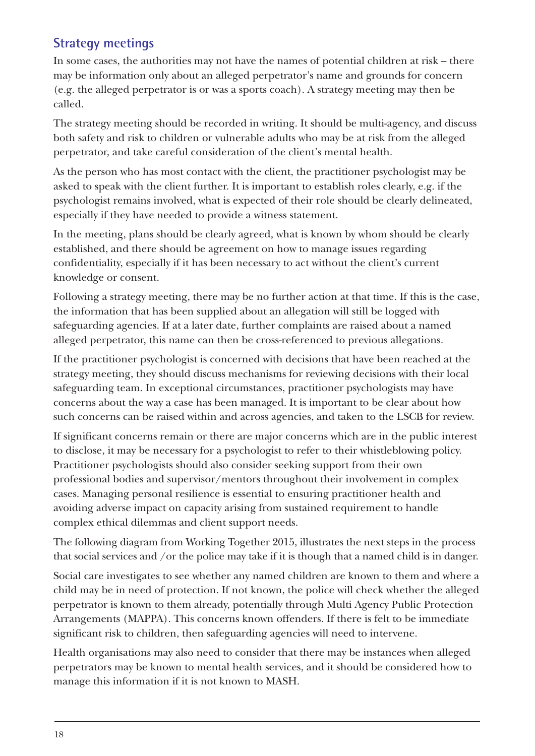## Strategy meetings

In some cases, the authorities may not have the names of potential children at risk – there may be information only about an alleged perpetrator's name and grounds for concern (e.g. the alleged perpetrator is or was a sports coach). A strategy meeting may then be called.

The strategy meeting should be recorded in writing. It should be multi-agency, and discuss both safety and risk to children or vulnerable adults who may be at risk from the alleged perpetrator, and take careful consideration of the client's mental health.

As the person who has most contact with the client, the practitioner psychologist may be asked to speak with the client further. It is important to establish roles clearly, e.g. if the psychologist remains involved, what is expected of their role should be clearly delineated, especially if they have needed to provide a witness statement.

In the meeting, plans should be clearly agreed, what is known by whom should be clearly established, and there should be agreement on how to manage issues regarding confidentiality, especially if it has been necessary to act without the client's current knowledge or consent.

Following a strategy meeting, there may be no further action at that time. If this is the case, the information that has been supplied about an allegation will still be logged with safeguarding agencies. If at a later date, further complaints are raised about a named alleged perpetrator, this name can then be cross-referenced to previous allegations.

If the practitioner psychologist is concerned with decisions that have been reached at the strategy meeting, they should discuss mechanisms for reviewing decisions with their local safeguarding team. In exceptional circumstances, practitioner psychologists may have concerns about the way a case has been managed. It is important to be clear about how such concerns can be raised within and across agencies, and taken to the LSCB for review.

If significant concerns remain or there are major concerns which are in the public interest to disclose, it may be necessary for a psychologist to refer to their whistleblowing policy. Practitioner psychologists should also consider seeking support from their own professional bodies and supervisor/mentors throughout their involvement in complex cases. Managing personal resilience is essential to ensuring practitioner health and avoiding adverse impact on capacity arising from sustained requirement to handle complex ethical dilemmas and client support needs.

The following diagram from Working Together 2015, illustrates the next steps in the process that social services and /or the police may take if it is though that a named child is in danger.

Social care investigates to see whether any named children are known to them and where a child may be in need of protection. If not known, the police will check whether the alleged perpetrator is known to them already, potentially through Multi Agency Public Protection Arrangements (MAPPA). This concerns known offenders. If there is felt to be immediate significant risk to children, then safeguarding agencies will need to intervene.

Health organisations may also need to consider that there may be instances when alleged perpetrators may be known to mental health services, and it should be considered how to manage this information if it is not known to MASH.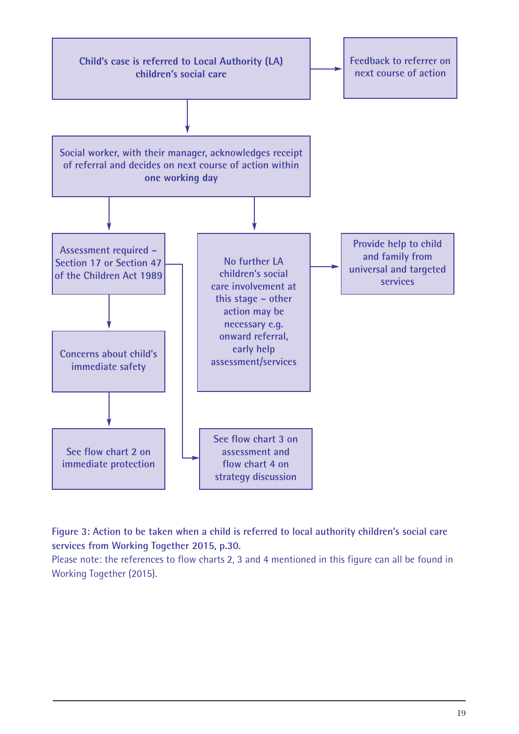Child's case is referred to Local Authority (LA) children's social care

→ Feedback to referrer on next course of action

↓

Social worker, with their manager, acknowledges receipt of referral and decides on next course of action within one working day

↓

- Assessment required – Section 17 or Section 47 of the Children Act 1989
  - ↓ Concerns about child's immediate safety
    - ↓ See flow chart 2 on immediate protection
  - → See flow chart 3 on assessment and flow chart 4 on strategy discussion
- No further LA children's social care involvement at this stage – other action may be necessary e.g. onward referral, early help assessment/services
  - → Provide help to child and family from universal and targeted services

**Figure 3: Action to be taken when a child is referred to local authority children's social care services from Working Together 2015, p.30.**

Please note: the references to flow charts 2, 3 and 4 mentioned in this figure can all be found in Working Together (2015).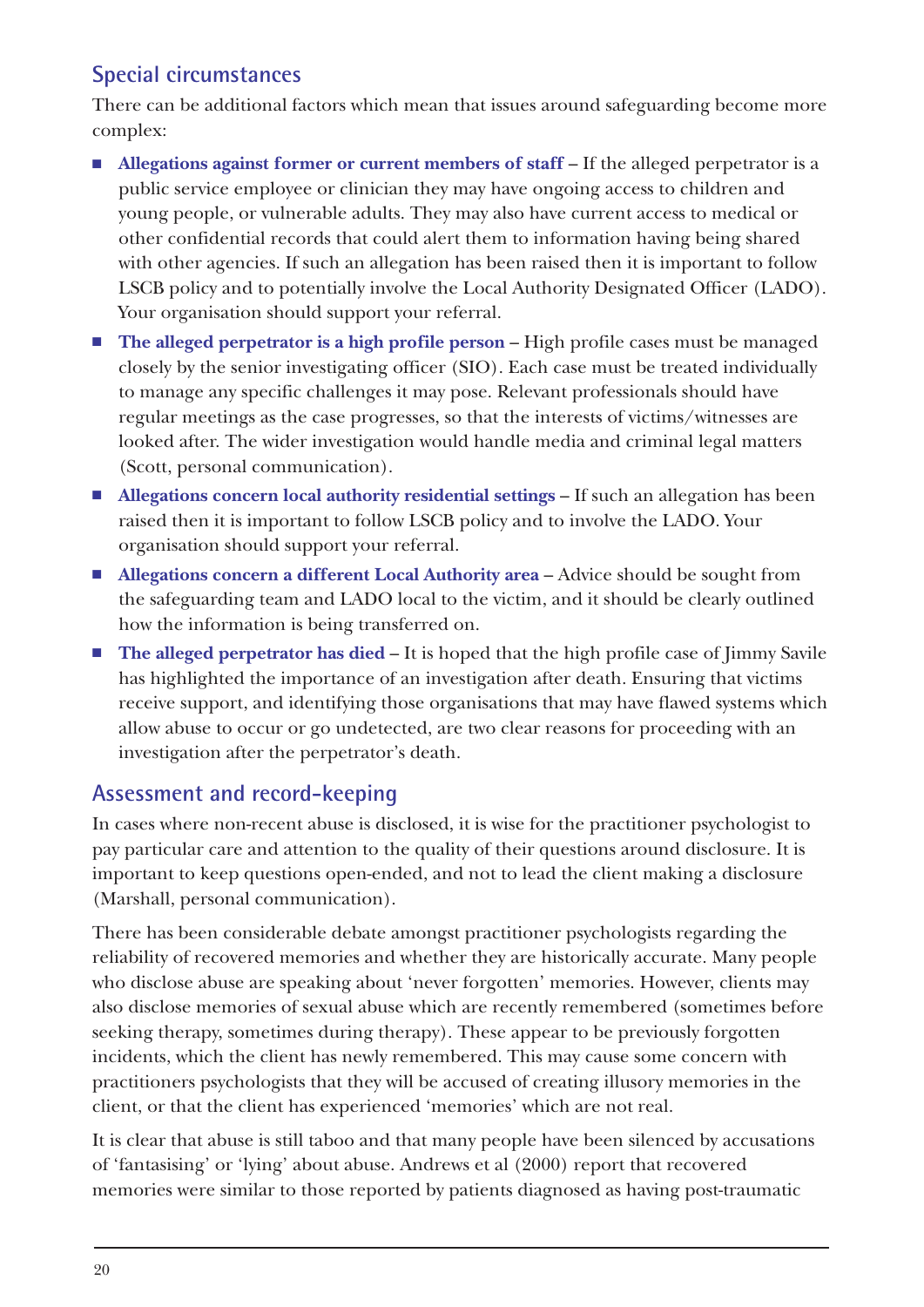## Special circumstances

There can be additional factors which mean that issues around safeguarding become more complex:

- **Allegations against former or current members of staff** – If the alleged perpetrator is a public service employee or clinician they may have ongoing access to children and young people, or vulnerable adults. They may also have current access to medical or other confidential records that could alert them to information having being shared with other agencies. If such an allegation has been raised then it is important to follow LSCB policy and to potentially involve the Local Authority Designated Officer (LADO). Your organisation should support your referral.
- **The alleged perpetrator is a high profile person** – High profile cases must be managed closely by the senior investigating officer (SIO). Each case must be treated individually to manage any specific challenges it may pose. Relevant professionals should have regular meetings as the case progresses, so that the interests of victims/witnesses are looked after. The wider investigation would handle media and criminal legal matters (Scott, personal communication).
- **Allegations concern local authority residential settings** – If such an allegation has been raised then it is important to follow LSCB policy and to involve the LADO. Your organisation should support your referral.
- **Allegations concern a different Local Authority area** – Advice should be sought from the safeguarding team and LADO local to the victim, and it should be clearly outlined how the information is being transferred on.
- **The alleged perpetrator has died** – It is hoped that the high profile case of Jimmy Savile has highlighted the importance of an investigation after death. Ensuring that victims receive support, and identifying those organisations that may have flawed systems which allow abuse to occur or go undetected, are two clear reasons for proceeding with an investigation after the perpetrator's death.

## Assessment and record-keeping

In cases where non-recent abuse is disclosed, it is wise for the practitioner psychologist to pay particular care and attention to the quality of their questions around disclosure. It is important to keep questions open-ended, and not to lead the client making a disclosure (Marshall, personal communication).

There has been considerable debate amongst practitioner psychologists regarding the reliability of recovered memories and whether they are historically accurate. Many people who disclose abuse are speaking about 'never forgotten' memories. However, clients may also disclose memories of sexual abuse which are recently remembered (sometimes before seeking therapy, sometimes during therapy). These appear to be previously forgotten incidents, which the client has newly remembered. This may cause some concern with practitioners psychologists that they will be accused of creating illusory memories in the client, or that the client has experienced 'memories' which are not real.

It is clear that abuse is still taboo and that many people have been silenced by accusations of 'fantasising' or 'lying' about abuse. Andrews et al (2000) report that recovered memories were similar to those reported by patients diagnosed as having post-traumatic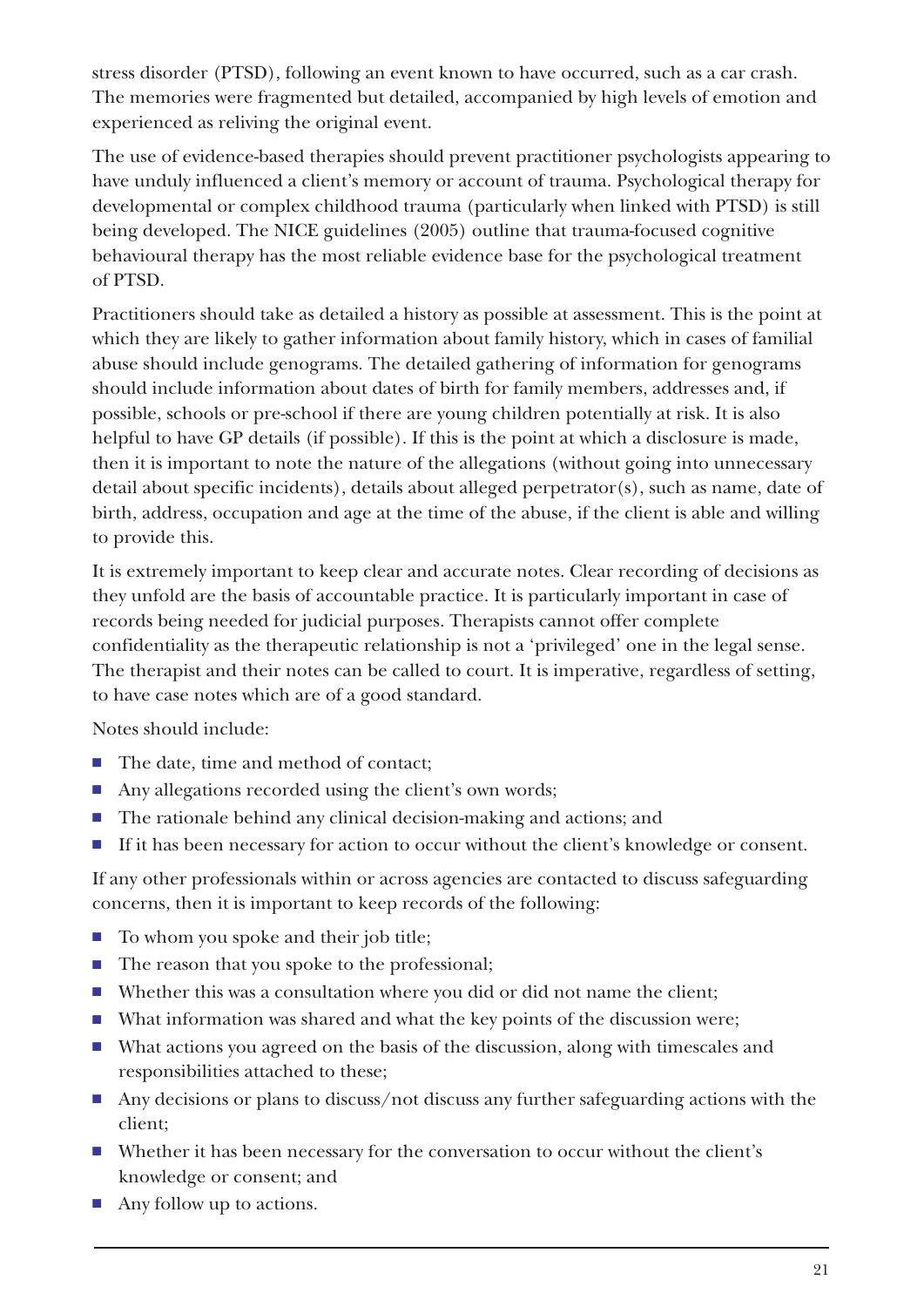stress disorder (PTSD), following an event known to have occurred, such as a car crash. The memories were fragmented but detailed, accompanied by high levels of emotion and experienced as reliving the original event.

The use of evidence-based therapies should prevent practitioner psychologists appearing to have unduly influenced a client's memory or account of trauma. Psychological therapy for developmental or complex childhood trauma (particularly when linked with PTSD) is still being developed. The NICE guidelines (2005) outline that trauma-focused cognitive behavioural therapy has the most reliable evidence base for the psychological treatment of PTSD.

Practitioners should take as detailed a history as possible at assessment. This is the point at which they are likely to gather information about family history, which in cases of familial abuse should include genograms. The detailed gathering of information for genograms should include information about dates of birth for family members, addresses and, if possible, schools or pre-school if there are young children potentially at risk. It is also helpful to have GP details (if possible). If this is the point at which a disclosure is made, then it is important to note the nature of the allegations (without going into unnecessary detail about specific incidents), details about alleged perpetrator(s), such as name, date of birth, address, occupation and age at the time of the abuse, if the client is able and willing to provide this.

It is extremely important to keep clear and accurate notes. Clear recording of decisions as they unfold are the basis of accountable practice. It is particularly important in case of records being needed for judicial purposes. Therapists cannot offer complete confidentiality as the therapeutic relationship is not a 'privileged' one in the legal sense. The therapist and their notes can be called to court. It is imperative, regardless of setting, to have case notes which are of a good standard.

Notes should include:

- The date, time and method of contact;
- Any allegations recorded using the client's own words;
- The rationale behind any clinical decision-making and actions; and
- If it has been necessary for action to occur without the client's knowledge or consent.

If any other professionals within or across agencies are contacted to discuss safeguarding concerns, then it is important to keep records of the following:

- To whom you spoke and their job title;
- The reason that you spoke to the professional;
- Whether this was a consultation where you did or did not name the client;
- What information was shared and what the key points of the discussion were;
- What actions you agreed on the basis of the discussion, along with timescales and responsibilities attached to these;
- Any decisions or plans to discuss/not discuss any further safeguarding actions with the client;
- Whether it has been necessary for the conversation to occur without the client's knowledge or consent; and
- Any follow up to actions.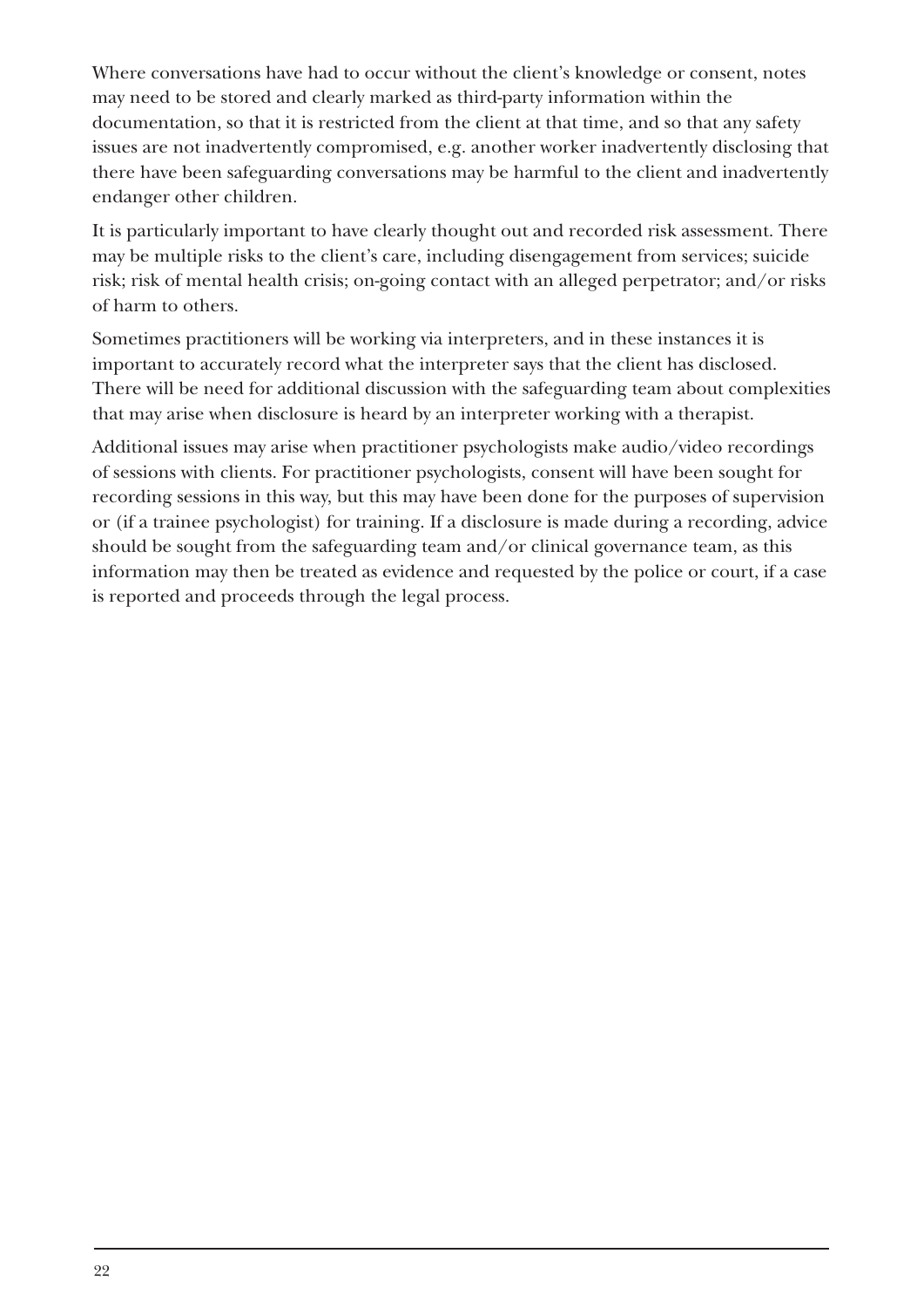Where conversations have had to occur without the client's knowledge or consent, notes may need to be stored and clearly marked as third-party information within the documentation, so that it is restricted from the client at that time, and so that any safety issues are not inadvertently compromised, e.g. another worker inadvertently disclosing that there have been safeguarding conversations may be harmful to the client and inadvertently endanger other children.

It is particularly important to have clearly thought out and recorded risk assessment. There may be multiple risks to the client's care, including disengagement from services; suicide risk; risk of mental health crisis; on-going contact with an alleged perpetrator; and/or risks of harm to others.

Sometimes practitioners will be working via interpreters, and in these instances it is important to accurately record what the interpreter says that the client has disclosed. There will be need for additional discussion with the safeguarding team about complexities that may arise when disclosure is heard by an interpreter working with a therapist.

Additional issues may arise when practitioner psychologists make audio/video recordings of sessions with clients. For practitioner psychologists, consent will have been sought for recording sessions in this way, but this may have been done for the purposes of supervision or (if a trainee psychologist) for training. If a disclosure is made during a recording, advice should be sought from the safeguarding team and/or clinical governance team, as this information may then be treated as evidence and requested by the police or court, if a case is reported and proceeds through the legal process.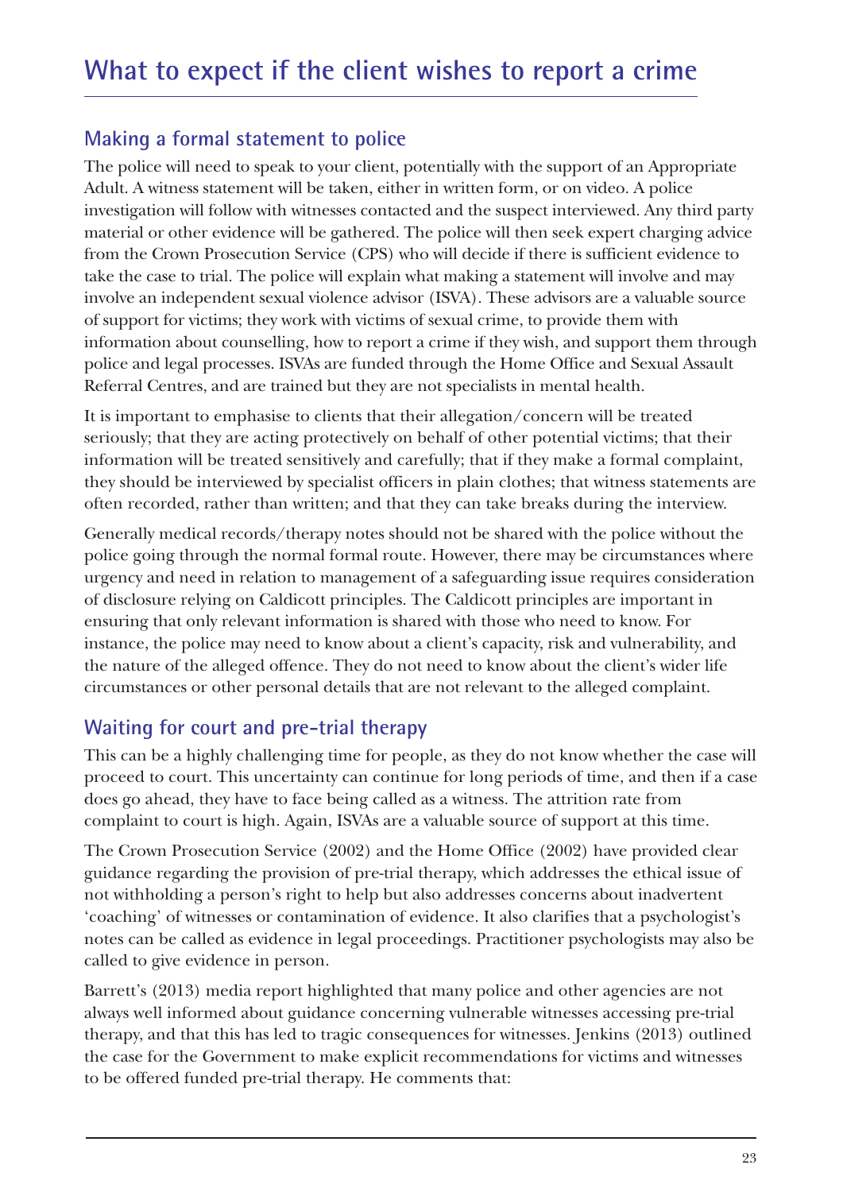# What to expect if the client wishes to report a crime

## Making a formal statement to police

The police will need to speak to your client, potentially with the support of an Appropriate Adult. A witness statement will be taken, either in written form, or on video. A police investigation will follow with witnesses contacted and the suspect interviewed. Any third party material or other evidence will be gathered. The police will then seek expert charging advice from the Crown Prosecution Service (CPS) who will decide if there is sufficient evidence to take the case to trial. The police will explain what making a statement will involve and may involve an independent sexual violence advisor (ISVA). These advisors are a valuable source of support for victims; they work with victims of sexual crime, to provide them with information about counselling, how to report a crime if they wish, and support them through police and legal processes. ISVAs are funded through the Home Office and Sexual Assault Referral Centres, and are trained but they are not specialists in mental health.

It is important to emphasise to clients that their allegation/concern will be treated seriously; that they are acting protectively on behalf of other potential victims; that their information will be treated sensitively and carefully; that if they make a formal complaint, they should be interviewed by specialist officers in plain clothes; that witness statements are often recorded, rather than written; and that they can take breaks during the interview.

Generally medical records/therapy notes should not be shared with the police without the police going through the normal formal route. However, there may be circumstances where urgency and need in relation to management of a safeguarding issue requires consideration of disclosure relying on Caldicott principles. The Caldicott principles are important in ensuring that only relevant information is shared with those who need to know. For instance, the police may need to know about a client's capacity, risk and vulnerability, and the nature of the alleged offence. They do not need to know about the client's wider life circumstances or other personal details that are not relevant to the alleged complaint.

## Waiting for court and pre-trial therapy

This can be a highly challenging time for people, as they do not know whether the case will proceed to court. This uncertainty can continue for long periods of time, and then if a case does go ahead, they have to face being called as a witness. The attrition rate from complaint to court is high. Again, ISVAs are a valuable source of support at this time.

The Crown Prosecution Service (2002) and the Home Office (2002) have provided clear guidance regarding the provision of pre-trial therapy, which addresses the ethical issue of not withholding a person's right to help but also addresses concerns about inadvertent 'coaching' of witnesses or contamination of evidence. It also clarifies that a psychologist's notes can be called as evidence in legal proceedings. Practitioner psychologists may also be called to give evidence in person.

Barrett's (2013) media report highlighted that many police and other agencies are not always well informed about guidance concerning vulnerable witnesses accessing pre-trial therapy, and that this has led to tragic consequences for witnesses. Jenkins (2013) outlined the case for the Government to make explicit recommendations for victims and witnesses to be offered funded pre-trial therapy. He comments that: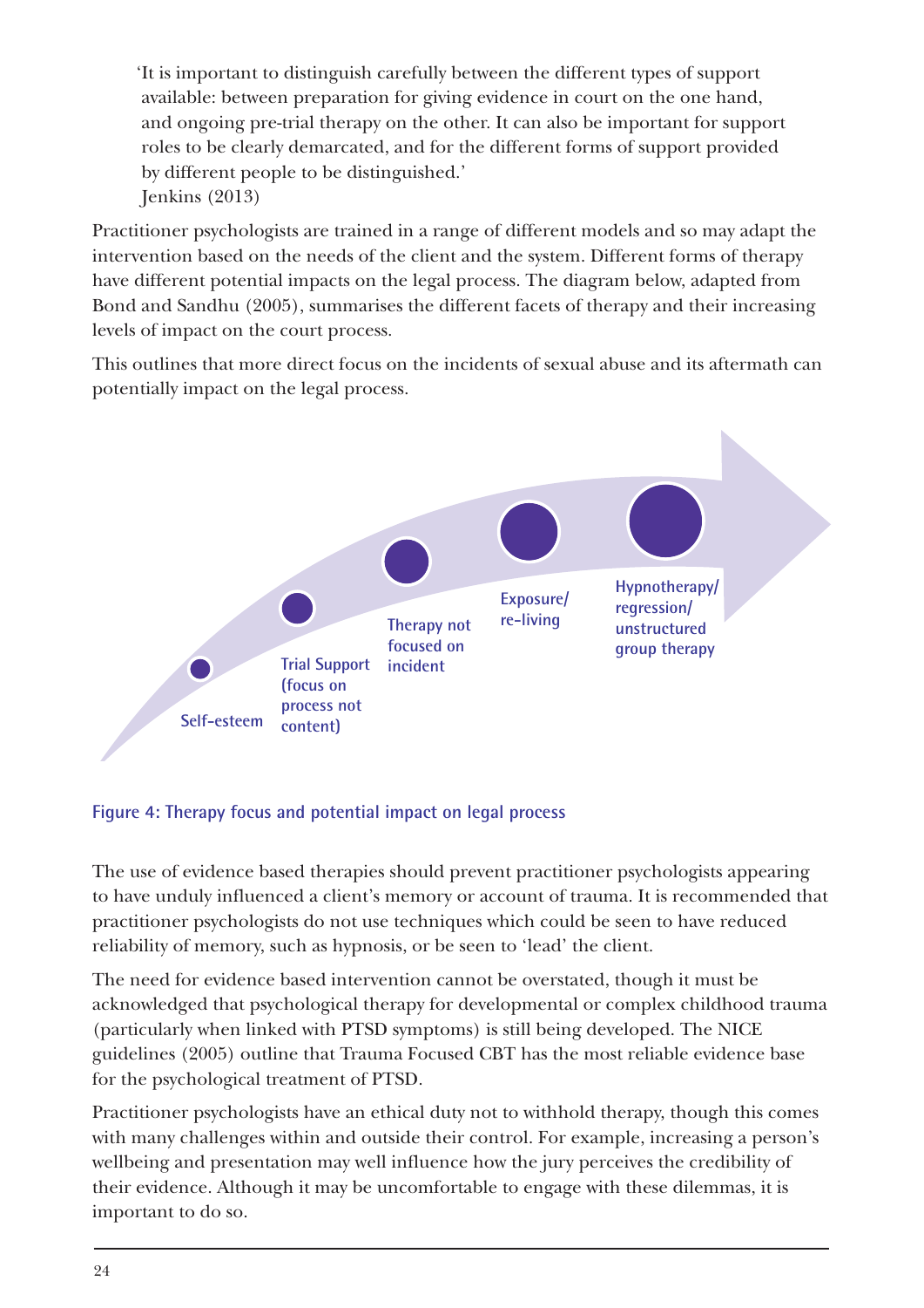> 'It is important to distinguish carefully between the different types of support available: between preparation for giving evidence in court on the one hand, and ongoing pre-trial therapy on the other. It can also be important for support roles to be clearly demarcated, and for the different forms of support provided by different people to be distinguished.'
> Jenkins (2013)

Practitioner psychologists are trained in a range of different models and so may adapt the intervention based on the needs of the client and the system. Different forms of therapy have different potential impacts on the legal process. The diagram below, adapted from Bond and Sandhu (2005), summarises the different facets of therapy and their increasing levels of impact on the court process.

This outlines that more direct focus on the incidents of sexual abuse and its aftermath can potentially impact on the legal process.

Self-esteem

Trial Support (focus on process not content)

Therapy not focused on incident

Exposure/ re-living

Hypnotherapy/ regression/ unstructured group therapy

**Figure 4: Therapy focus and potential impact on legal process**

The use of evidence based therapies should prevent practitioner psychologists appearing to have unduly influenced a client's memory or account of trauma. It is recommended that practitioner psychologists do not use techniques which could be seen to have reduced reliability of memory, such as hypnosis, or be seen to 'lead' the client.

The need for evidence based intervention cannot be overstated, though it must be acknowledged that psychological therapy for developmental or complex childhood trauma (particularly when linked with PTSD symptoms) is still being developed. The NICE guidelines (2005) outline that Trauma Focused CBT has the most reliable evidence base for the psychological treatment of PTSD.

Practitioner psychologists have an ethical duty not to withhold therapy, though this comes with many challenges within and outside their control. For example, increasing a person's wellbeing and presentation may well influence how the jury perceives the credibility of their evidence. Although it may be uncomfortable to engage with these dilemmas, it is important to do so.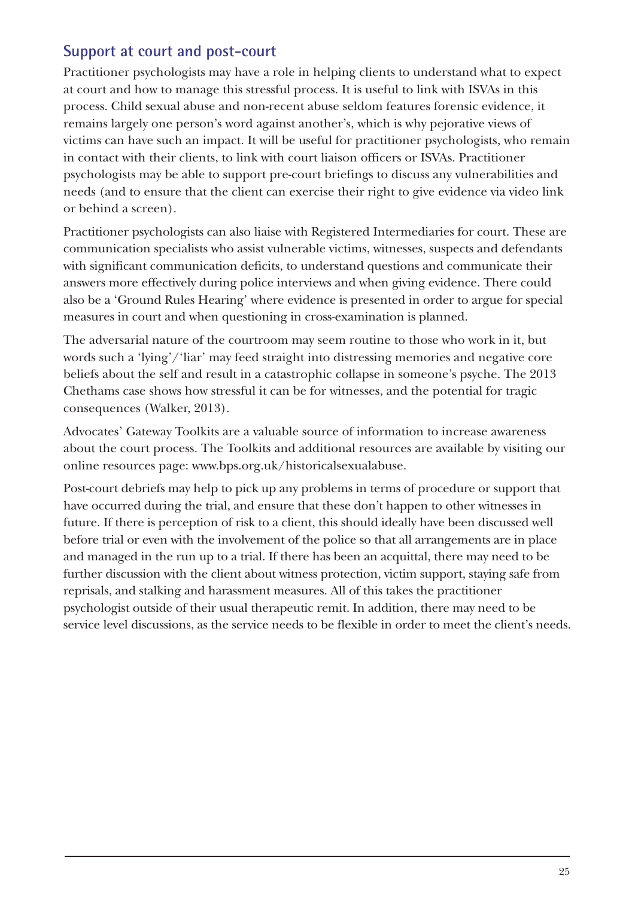## Support at court and post-court

Practitioner psychologists may have a role in helping clients to understand what to expect at court and how to manage this stressful process. It is useful to link with ISVAs in this process. Child sexual abuse and non-recent abuse seldom features forensic evidence, it remains largely one person's word against another's, which is why pejorative views of victims can have such an impact. It will be useful for practitioner psychologists, who remain in contact with their clients, to link with court liaison officers or ISVAs. Practitioner psychologists may be able to support pre-court briefings to discuss any vulnerabilities and needs (and to ensure that the client can exercise their right to give evidence via video link or behind a screen).

Practitioner psychologists can also liaise with Registered Intermediaries for court. These are communication specialists who assist vulnerable victims, witnesses, suspects and defendants with significant communication deficits, to understand questions and communicate their answers more effectively during police interviews and when giving evidence. There could also be a 'Ground Rules Hearing' where evidence is presented in order to argue for special measures in court and when questioning in cross-examination is planned.

The adversarial nature of the courtroom may seem routine to those who work in it, but words such a 'lying'/'liar' may feed straight into distressing memories and negative core beliefs about the self and result in a catastrophic collapse in someone's psyche. The 2013 Chethams case shows how stressful it can be for witnesses, and the potential for tragic consequences (Walker, 2013).

Advocates' Gateway Toolkits are a valuable source of information to increase awareness about the court process. The Toolkits and additional resources are available by visiting our online resources page: www.bps.org.uk/historicalsexualabuse.

Post-court debriefs may help to pick up any problems in terms of procedure or support that have occurred during the trial, and ensure that these don't happen to other witnesses in future. If there is perception of risk to a client, this should ideally have been discussed well before trial or even with the involvement of the police so that all arrangements are in place and managed in the run up to a trial. If there has been an acquittal, there may need to be further discussion with the client about witness protection, victim support, staying safe from reprisals, and stalking and harassment measures. All of this takes the practitioner psychologist outside of their usual therapeutic remit. In addition, there may need to be service level discussions, as the service needs to be flexible in order to meet the client's needs.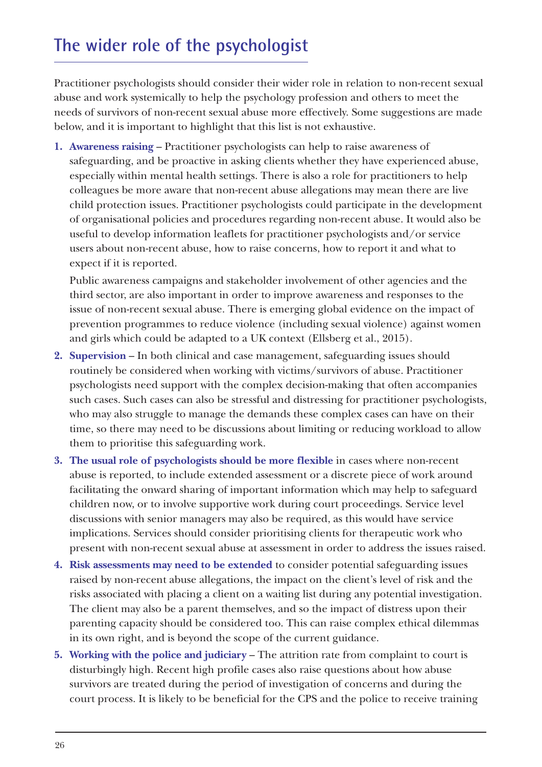## The wider role of the psychologist

Practitioner psychologists should consider their wider role in relation to non-recent sexual abuse and work systemically to help the psychology profession and others to meet the needs of survivors of non-recent sexual abuse more effectively. Some suggestions are made below, and it is important to highlight that this list is not exhaustive.

1. **Awareness raising** – Practitioner psychologists can help to raise awareness of safeguarding, and be proactive in asking clients whether they have experienced abuse, especially within mental health settings. There is also a role for practitioners to help colleagues be more aware that non-recent abuse allegations may mean there are live child protection issues. Practitioner psychologists could participate in the development of organisational policies and procedures regarding non-recent abuse. It would also be useful to develop information leaflets for practitioner psychologists and/or service users about non-recent abuse, how to raise concerns, how to report it and what to expect if it is reported.

   Public awareness campaigns and stakeholder involvement of other agencies and the third sector, are also important in order to improve awareness and responses to the issue of non-recent sexual abuse. There is emerging global evidence on the impact of prevention programmes to reduce violence (including sexual violence) against women and girls which could be adapted to a UK context (Ellsberg et al., 2015).

2. **Supervision** – In both clinical and case management, safeguarding issues should routinely be considered when working with victims/survivors of abuse. Practitioner psychologists need support with the complex decision-making that often accompanies such cases. Such cases can also be stressful and distressing for practitioner psychologists, who may also struggle to manage the demands these complex cases can have on their time, so there may need to be discussions about limiting or reducing workload to allow them to prioritise this safeguarding work.

3. **The usual role of psychologists should be more flexible** in cases where non-recent abuse is reported, to include extended assessment or a discrete piece of work around facilitating the onward sharing of important information which may help to safeguard children now, or to involve supportive work during court proceedings. Service level discussions with senior managers may also be required, as this would have service implications. Services should consider prioritising clients for therapeutic work who present with non-recent sexual abuse at assessment in order to address the issues raised.

4. **Risk assessments may need to be extended** to consider potential safeguarding issues raised by non-recent abuse allegations, the impact on the client's level of risk and the risks associated with placing a client on a waiting list during any potential investigation. The client may also be a parent themselves, and so the impact of distress upon their parenting capacity should be considered too. This can raise complex ethical dilemmas in its own right, and is beyond the scope of the current guidance.

5. **Working with the police and judiciary** – The attrition rate from complaint to court is disturbingly high. Recent high profile cases also raise questions about how abuse survivors are treated during the period of investigation of concerns and during the court process. It is likely to be beneficial for the CPS and the police to receive training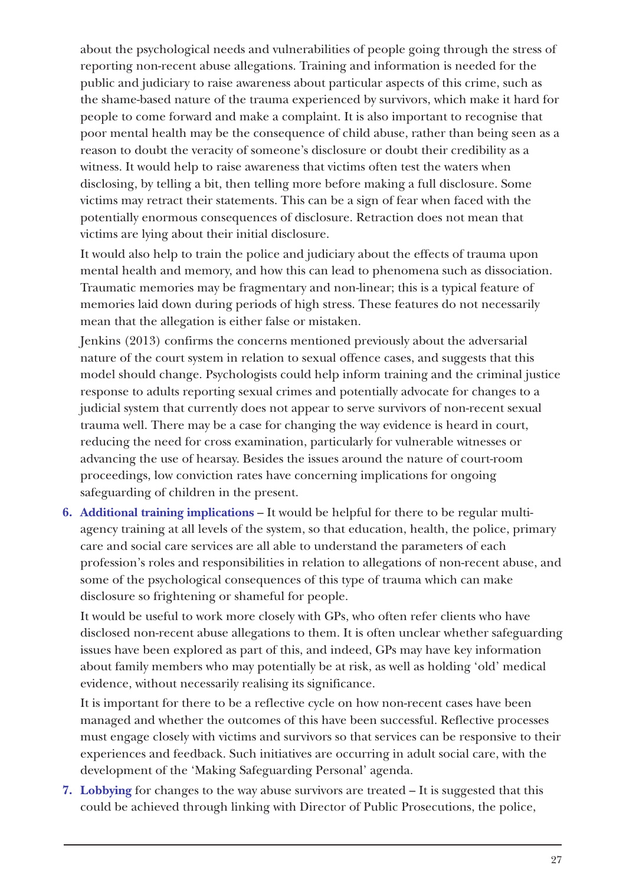about the psychological needs and vulnerabilities of people going through the stress of reporting non-recent abuse allegations. Training and information is needed for the public and judiciary to raise awareness about particular aspects of this crime, such as the shame-based nature of the trauma experienced by survivors, which make it hard for people to come forward and make a complaint. It is also important to recognise that poor mental health may be the consequence of child abuse, rather than being seen as a reason to doubt the veracity of someone's disclosure or doubt their credibility as a witness. It would help to raise awareness that victims often test the waters when disclosing, by telling a bit, then telling more before making a full disclosure. Some victims may retract their statements. This can be a sign of fear when faced with the potentially enormous consequences of disclosure. Retraction does not mean that victims are lying about their initial disclosure.

It would also help to train the police and judiciary about the effects of trauma upon mental health and memory, and how this can lead to phenomena such as dissociation. Traumatic memories may be fragmentary and non-linear; this is a typical feature of memories laid down during periods of high stress. These features do not necessarily mean that the allegation is either false or mistaken.

Jenkins (2013) confirms the concerns mentioned previously about the adversarial nature of the court system in relation to sexual offence cases, and suggests that this model should change. Psychologists could help inform training and the criminal justice response to adults reporting sexual crimes and potentially advocate for changes to a judicial system that currently does not appear to serve survivors of non-recent sexual trauma well. There may be a case for changing the way evidence is heard in court, reducing the need for cross examination, particularly for vulnerable witnesses or advancing the use of hearsay. Besides the issues around the nature of court-room proceedings, low conviction rates have concerning implications for ongoing safeguarding of children in the present.

6. **Additional training implications** – It would be helpful for there to be regular multi-agency training at all levels of the system, so that education, health, the police, primary care and social care services are all able to understand the parameters of each profession's roles and responsibilities in relation to allegations of non-recent abuse, and some of the psychological consequences of this type of trauma which can make disclosure so frightening or shameful for people.

   It would be useful to work more closely with GPs, who often refer clients who have disclosed non-recent abuse allegations to them. It is often unclear whether safeguarding issues have been explored as part of this, and indeed, GPs may have key information about family members who may potentially be at risk, as well as holding 'old' medical evidence, without necessarily realising its significance.

   It is important for there to be a reflective cycle on how non-recent cases have been managed and whether the outcomes of this have been successful. Reflective processes must engage closely with victims and survivors so that services can be responsive to their experiences and feedback. Such initiatives are occurring in adult social care, with the development of the 'Making Safeguarding Personal' agenda.

7. **Lobbying** for changes to the way abuse survivors are treated – It is suggested that this could be achieved through linking with Director of Public Prosecutions, the police,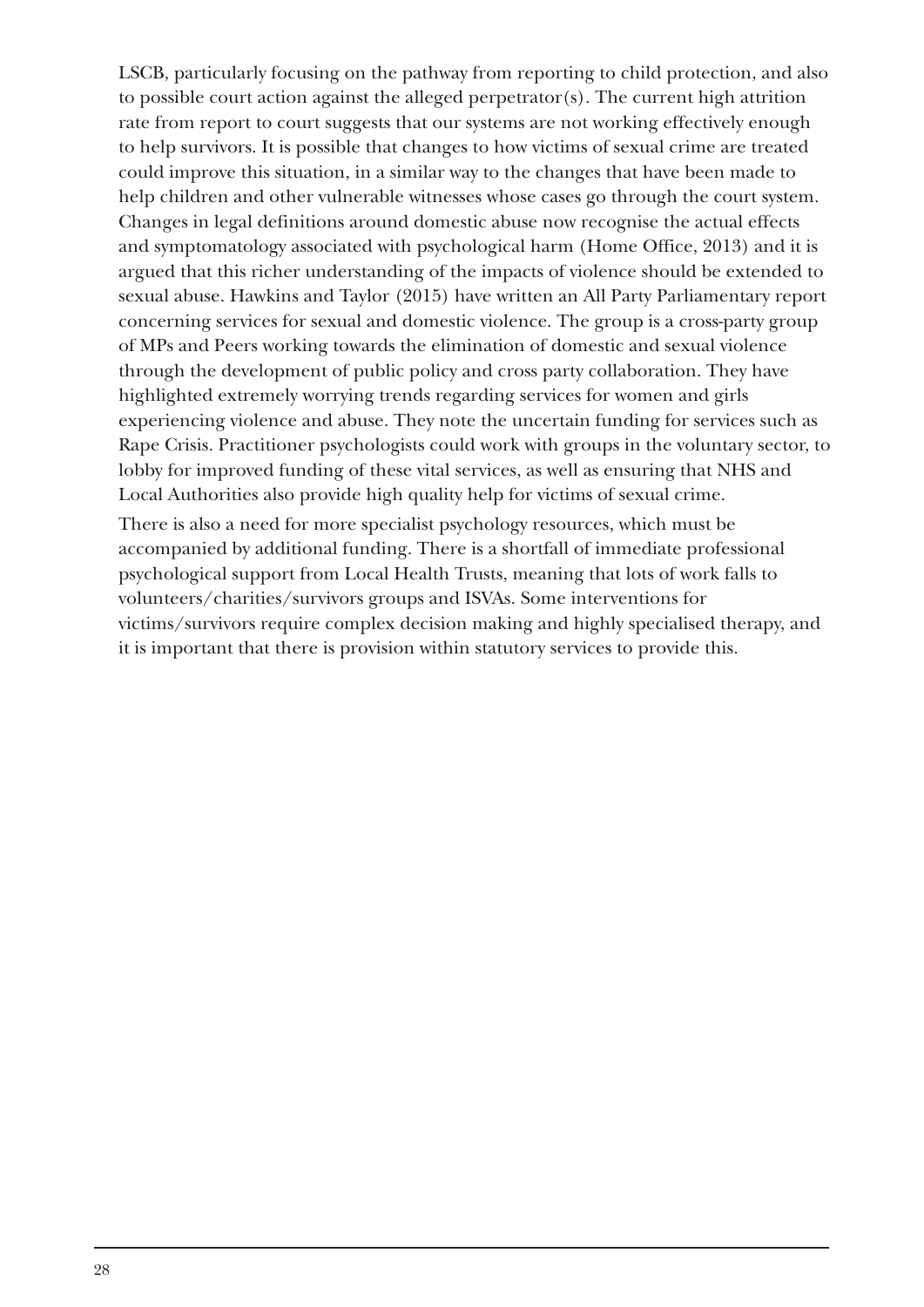LSCB, particularly focusing on the pathway from reporting to child protection, and also to possible court action against the alleged perpetrator(s). The current high attrition rate from report to court suggests that our systems are not working effectively enough to help survivors. It is possible that changes to how victims of sexual crime are treated could improve this situation, in a similar way to the changes that have been made to help children and other vulnerable witnesses whose cases go through the court system. Changes in legal definitions around domestic abuse now recognise the actual effects and symptomatology associated with psychological harm (Home Office, 2013) and it is argued that this richer understanding of the impacts of violence should be extended to sexual abuse. Hawkins and Taylor (2015) have written an All Party Parliamentary report concerning services for sexual and domestic violence. The group is a cross-party group of MPs and Peers working towards the elimination of domestic and sexual violence through the development of public policy and cross party collaboration. They have highlighted extremely worrying trends regarding services for women and girls experiencing violence and abuse. They note the uncertain funding for services such as Rape Crisis. Practitioner psychologists could work with groups in the voluntary sector, to lobby for improved funding of these vital services, as well as ensuring that NHS and Local Authorities also provide high quality help for victims of sexual crime.

There is also a need for more specialist psychology resources, which must be accompanied by additional funding. There is a shortfall of immediate professional psychological support from Local Health Trusts, meaning that lots of work falls to volunteers/charities/survivors groups and ISVAs. Some interventions for victims/survivors require complex decision making and highly specialised therapy, and it is important that there is provision within statutory services to provide this.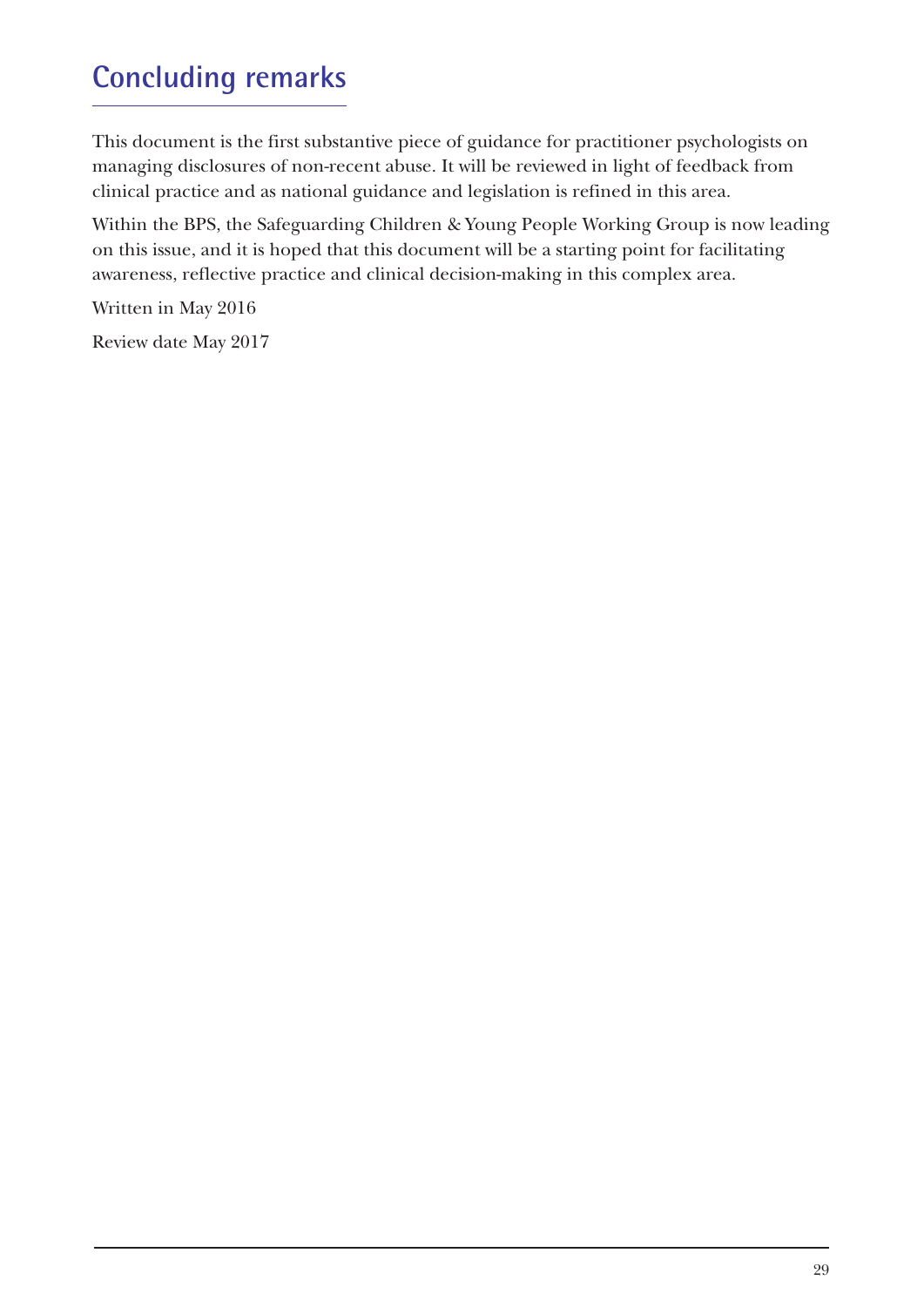## Concluding remarks

This document is the first substantive piece of guidance for practitioner psychologists on managing disclosures of non-recent abuse. It will be reviewed in light of feedback from clinical practice and as national guidance and legislation is refined in this area.

Within the BPS, the Safeguarding Children & Young People Working Group is now leading on this issue, and it is hoped that this document will be a starting point for facilitating awareness, reflective practice and clinical decision-making in this complex area.

Written in May 2016

Review date May 2017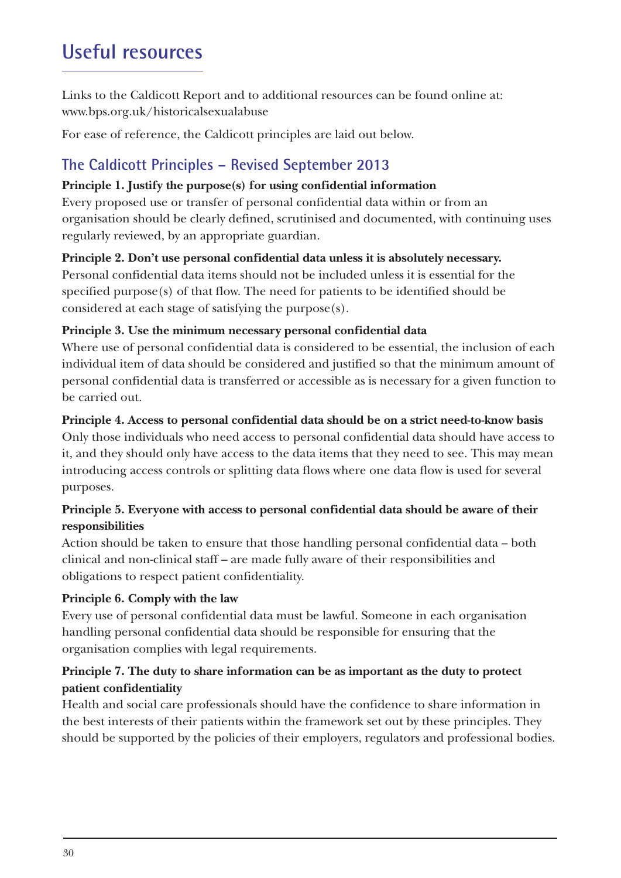## Useful resources

Links to the Caldicott Report and to additional resources can be found online at: www.bps.org.uk/historicalsexualabuse

For ease of reference, the Caldicott principles are laid out below.

### The Caldicott Principles – Revised September 2013

**Principle 1. Justify the purpose(s) for using confidential information**
Every proposed use or transfer of personal confidential data within or from an organisation should be clearly defined, scrutinised and documented, with continuing uses regularly reviewed, by an appropriate guardian.

**Principle 2. Don't use personal confidential data unless it is absolutely necessary.**
Personal confidential data items should not be included unless it is essential for the specified purpose(s) of that flow. The need for patients to be identified should be considered at each stage of satisfying the purpose(s).

**Principle 3. Use the minimum necessary personal confidential data**
Where use of personal confidential data is considered to be essential, the inclusion of each individual item of data should be considered and justified so that the minimum amount of personal confidential data is transferred or accessible as is necessary for a given function to be carried out.

**Principle 4. Access to personal confidential data should be on a strict need-to-know basis**
Only those individuals who need access to personal confidential data should have access to it, and they should only have access to the data items that they need to see. This may mean introducing access controls or splitting data flows where one data flow is used for several purposes.

**Principle 5. Everyone with access to personal confidential data should be aware of their responsibilities**
Action should be taken to ensure that those handling personal confidential data – both clinical and non-clinical staff – are made fully aware of their responsibilities and obligations to respect patient confidentiality.

**Principle 6. Comply with the law**
Every use of personal confidential data must be lawful. Someone in each organisation handling personal confidential data should be responsible for ensuring that the organisation complies with legal requirements.

**Principle 7. The duty to share information can be as important as the duty to protect patient confidentiality**
Health and social care professionals should have the confidence to share information in the best interests of their patients within the framework set out by these principles. They should be supported by the policies of their employers, regulators and professional bodies.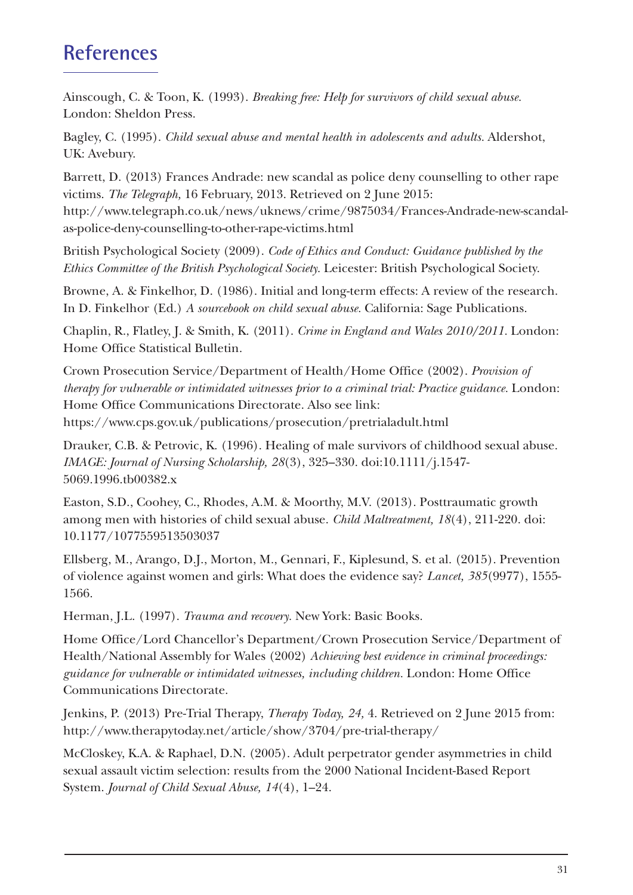## References

Ainscough, C. & Toon, K. (1993). *Breaking free: Help for survivors of child sexual abuse.* London: Sheldon Press.

Bagley, C. (1995). *Child sexual abuse and mental health in adolescents and adults.* Aldershot, UK: Avebury.

Barrett, D. (2013) Frances Andrade: new scandal as police deny counselling to other rape victims. *The Telegraph,* 16 February, 2013. Retrieved on 2 June 2015: http://www.telegraph.co.uk/news/uknews/crime/9875034/Frances-Andrade-new-scandal-as-police-deny-counselling-to-other-rape-victims.html

British Psychological Society (2009). *Code of Ethics and Conduct: Guidance published by the Ethics Committee of the British Psychological Society.* Leicester: British Psychological Society.

Browne, A. & Finkelhor, D. (1986). Initial and long-term effects: A review of the research. In D. Finkelhor (Ed.) *A sourcebook on child sexual abuse.* California: Sage Publications.

Chaplin, R., Flatley, J. & Smith, K. (2011). *Crime in England and Wales 2010/2011.* London: Home Office Statistical Bulletin.

Crown Prosecution Service/Department of Health/Home Office (2002). *Provision of therapy for vulnerable or intimidated witnesses prior to a criminal trial: Practice guidance.* London: Home Office Communications Directorate. Also see link: https://www.cps.gov.uk/publications/prosecution/pretrialadult.html

Drauker, C.B. & Petrovic, K. (1996). Healing of male survivors of childhood sexual abuse. *IMAGE: Journal of Nursing Scholarship, 28*(3), 325–330. doi:10.1111/j.1547-5069.1996.tb00382.x

Easton, S.D., Coohey, C., Rhodes, A.M. & Moorthy, M.V. (2013). Posttraumatic growth among men with histories of child sexual abuse. *Child Maltreatment, 18*(4), 211-220. doi: 10.1177/1077559513503037

Ellsberg, M., Arango, D.J., Morton, M., Gennari, F., Kiplesund, S. et al. (2015). Prevention of violence against women and girls: What does the evidence say? *Lancet, 385*(9977), 1555-1566.

Herman, J.L. (1997). *Trauma and recovery.* New York: Basic Books.

Home Office/Lord Chancellor's Department/Crown Prosecution Service/Department of Health/National Assembly for Wales (2002) *Achieving best evidence in criminal proceedings: guidance for vulnerable or intimidated witnesses, including children.* London: Home Office Communications Directorate.

Jenkins, P. (2013) Pre-Trial Therapy, *Therapy Today, 24,* 4. Retrieved on 2 June 2015 from: http://www.therapytoday.net/article/show/3704/pre-trial-therapy/

McCloskey, K.A. & Raphael, D.N. (2005). Adult perpetrator gender asymmetries in child sexual assault victim selection: results from the 2000 National Incident-Based Report System. *Journal of Child Sexual Abuse, 14*(4), 1–24.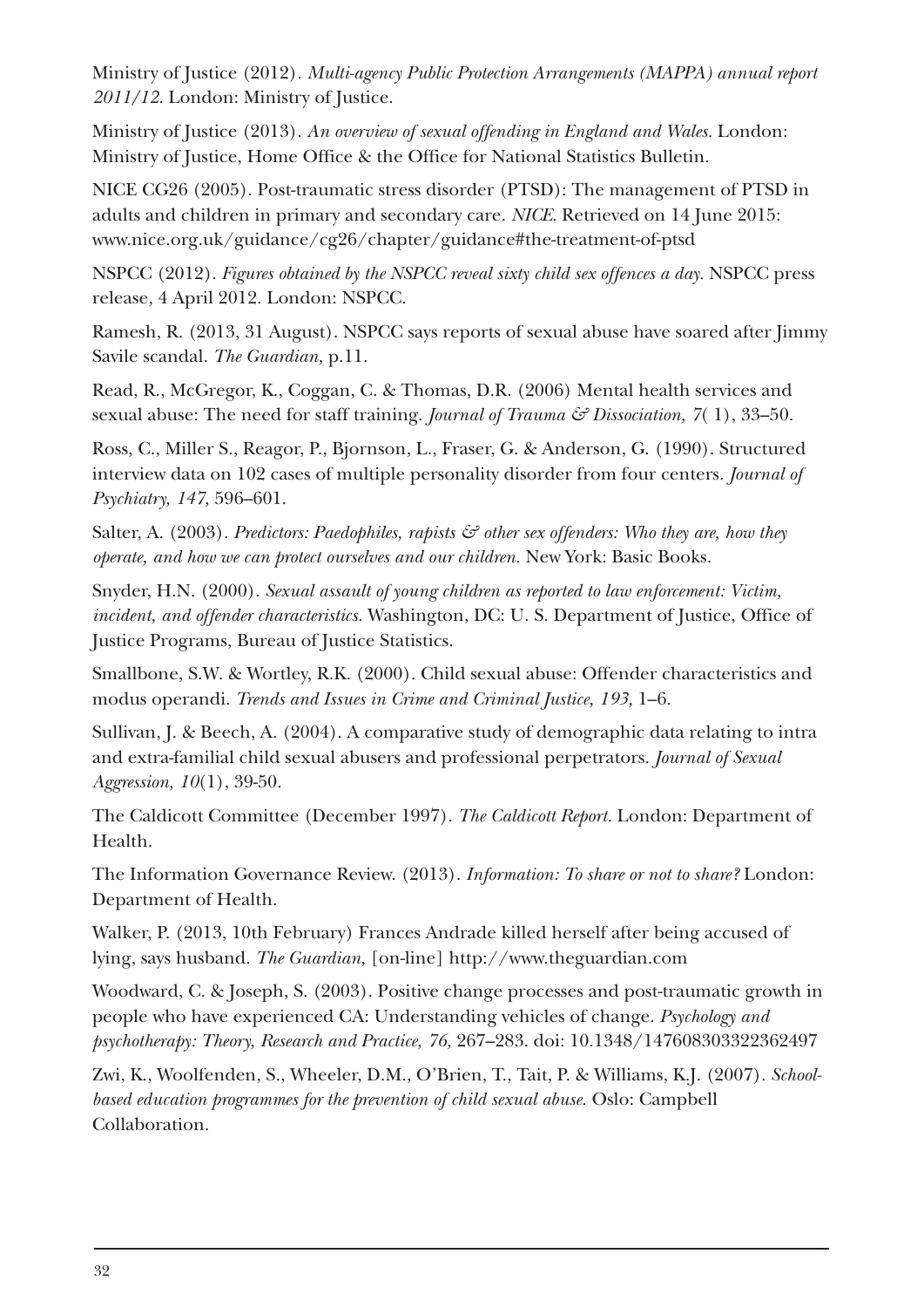Ministry of Justice (2012). *Multi-agency Public Protection Arrangements (MAPPA) annual report 2011/12.* London: Ministry of Justice.

Ministry of Justice (2013). *An overview of sexual offending in England and Wales.* London: Ministry of Justice, Home Office & the Office for National Statistics Bulletin.

NICE CG26 (2005). Post-traumatic stress disorder (PTSD): The management of PTSD in adults and children in primary and secondary care. *NICE.* Retrieved on 14 June 2015: www.nice.org.uk/guidance/cg26/chapter/guidance#the-treatment-of-ptsd

NSPCC (2012). *Figures obtained by the NSPCC reveal sixty child sex offences a day.* NSPCC press release, 4 April 2012. London: NSPCC.

Ramesh, R. (2013, 31 August). NSPCC says reports of sexual abuse have soared after Jimmy Savile scandal. *The Guardian,* p.11.

Read, R., McGregor, K., Coggan, C. & Thomas, D.R. (2006) Mental health services and sexual abuse: The need for staff training. *Journal of Trauma & Dissociation, 7*( 1), 33–50.

Ross, C., Miller S., Reagor, P., Bjornson, L., Fraser, G. & Anderson, G. (1990). Structured interview data on 102 cases of multiple personality disorder from four centers. *Journal of Psychiatry, 147,* 596–601.

Salter, A. (2003). *Predictors: Paedophiles, rapists & other sex offenders: Who they are, how they operate, and how we can protect ourselves and our children.* New York: Basic Books.

Snyder, H.N. (2000). *Sexual assault of young children as reported to law enforcement: Victim, incident, and offender characteristics.* Washington, DC: U. S. Department of Justice, Office of Justice Programs, Bureau of Justice Statistics.

Smallbone, S.W. & Wortley, R.K. (2000). Child sexual abuse: Offender characteristics and modus operandi. *Trends and Issues in Crime and Criminal Justice, 193,* 1–6.

Sullivan, J. & Beech, A. (2004). A comparative study of demographic data relating to intra and extra-familial child sexual abusers and professional perpetrators. *Journal of Sexual Aggression, 10*(1), 39-50.

The Caldicott Committee (December 1997). *The Caldicott Report.* London: Department of Health.

The Information Governance Review. (2013). *Information: To share or not to share?* London: Department of Health.

Walker, P. (2013, 10th February) Frances Andrade killed herself after being accused of lying, says husband. *The Guardian,* [on-line] http://www.theguardian.com

Woodward, C. & Joseph, S. (2003). Positive change processes and post-traumatic growth in people who have experienced CA: Understanding vehicles of change. *Psychology and psychotherapy: Theory, Research and Practice, 76,* 267–283. doi: 10.1348/147608303322362497

Zwi, K., Woolfenden, S., Wheeler, D.M., O'Brien, T., Tait, P. & Williams, K.J. (2007). *School-based education programmes for the prevention of child sexual abuse.* Oslo: Campbell Collaboration.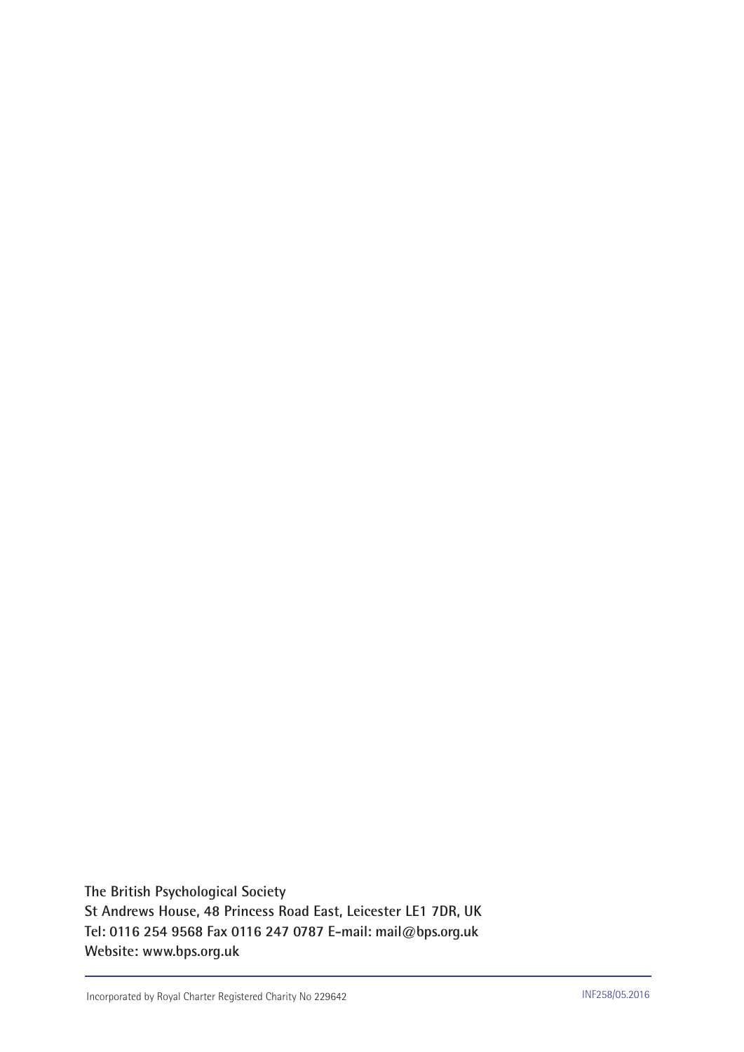**The British Psychological Society**
**St Andrews House, 48 Princess Road East, Leicester LE1 7DR, UK**
**Tel: 0116 254 9568 Fax 0116 247 0787 E-mail: mail@bps.org.uk**
**Website: www.bps.org.uk**

Incorporated by Royal Charter Registered Charity No 229642

INF258/05.2016